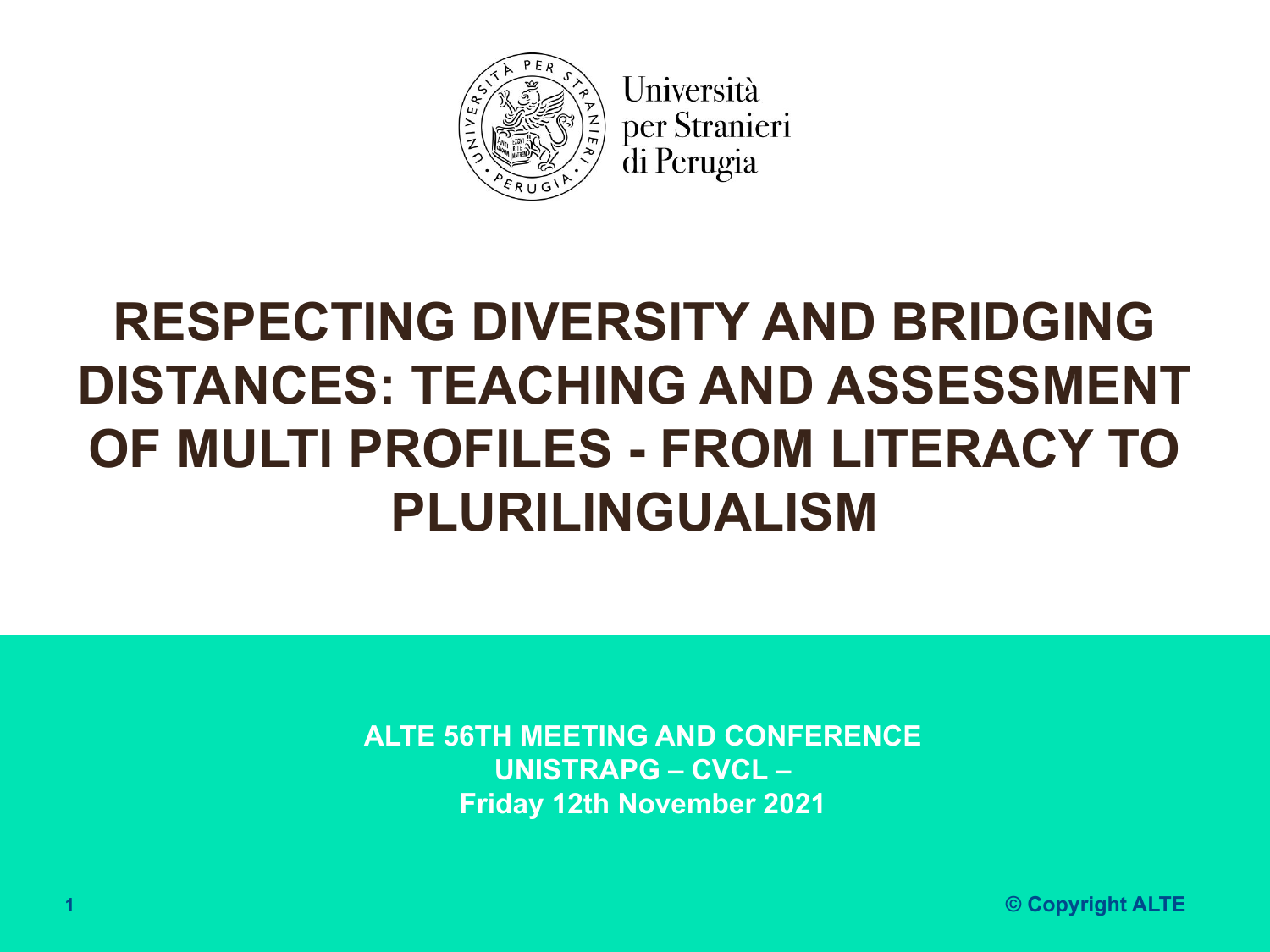Università per Stranieri di Perugia

# RESPECTING DIVERSITY AND BRIDGING DISTANCES: TEACHING AND ASSESSMENT OF MULTI PROFILES - FROM LITERACY TO PLURILINGUALISM

**ALTE 56TH MEETING AND CONFERENCE**
**UNISTRAPG – CVCL –**
**Friday 12th November 2021**

© Copyright ALTE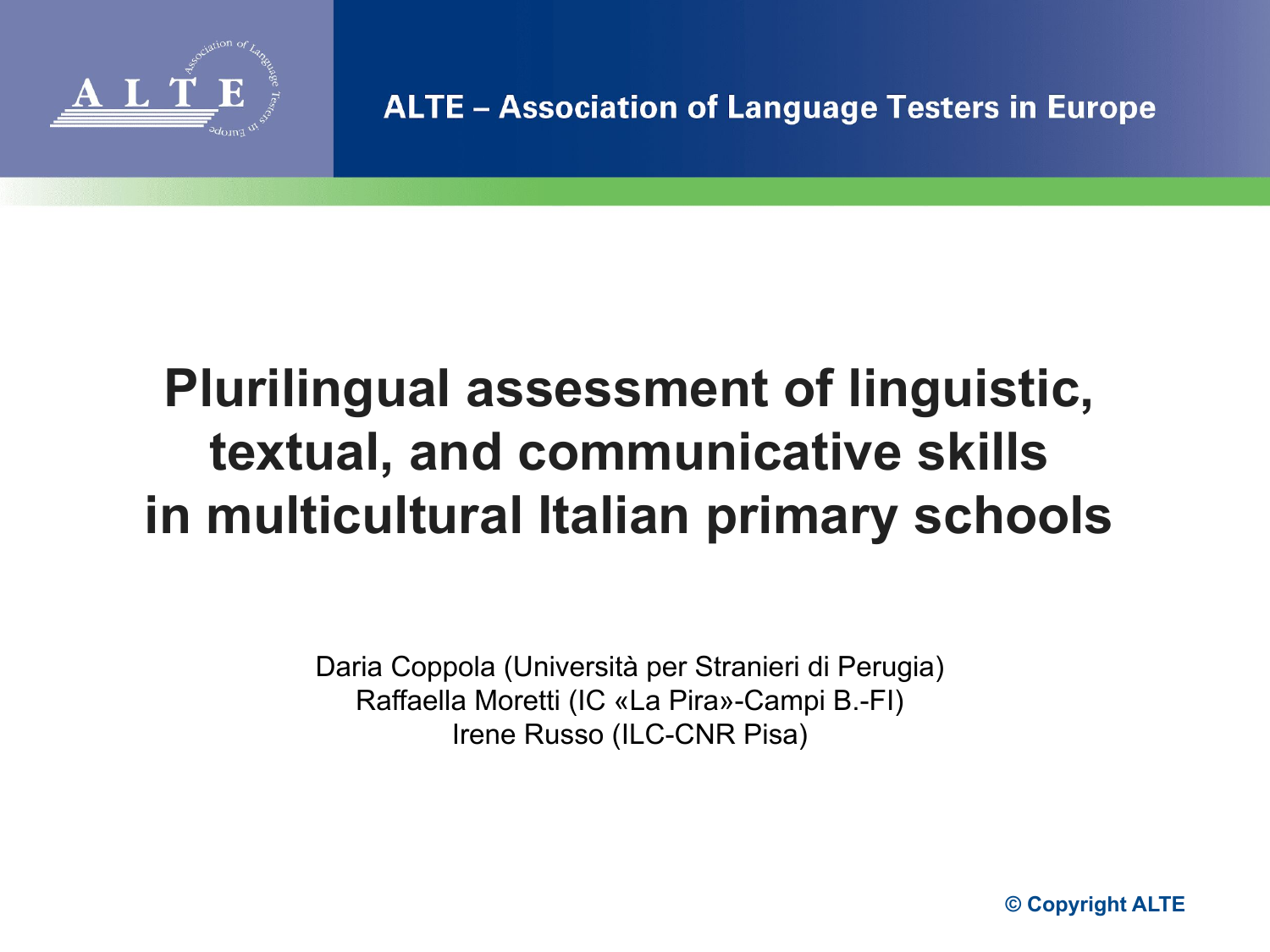# Plurilingual assessment of linguistic, textual, and communicative skills in multicultural Italian primary schools

Daria Coppola (Università per Stranieri di Perugia)
Raffaella Moretti (IC «La Pira»-Campi B.-FI)
Irene Russo (ILC-CNR Pisa)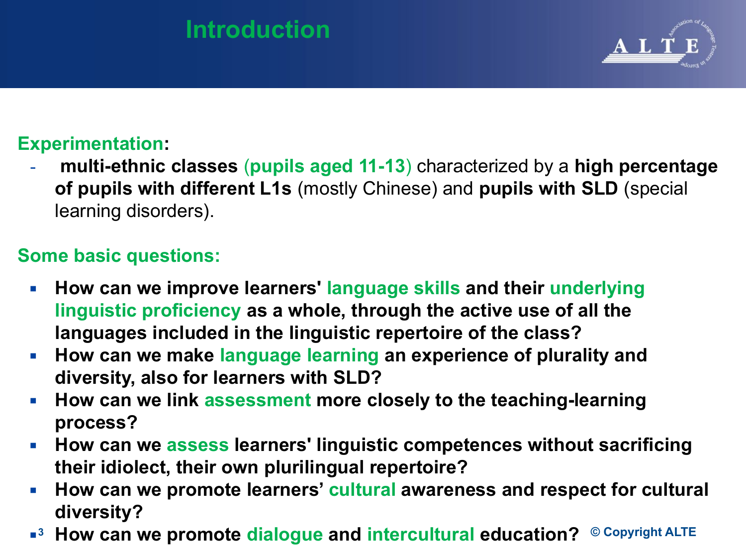# Introduction

**Experimentation:**

- **multi-ethnic classes** (**pupils aged 11-13**) characterized by a **high percentage of pupils with different L1s** (mostly Chinese) and **pupils with SLD** (special learning disorders).

**Some basic questions:**

- **How can we improve learners' language skills and their underlying linguistic proficiency as a whole, through the active use of all the languages included in the linguistic repertoire of the class?**
- **How can we make language learning an experience of plurality and diversity, also for learners with SLD?**
- **How can we link assessment more closely to the teaching-learning process?**
- **How can we assess learners' linguistic competences without sacrificing their idiolect, their own plurilingual repertoire?**
- **How can we promote learners' cultural awareness and respect for cultural diversity?**
- **How can we promote dialogue and intercultural education?**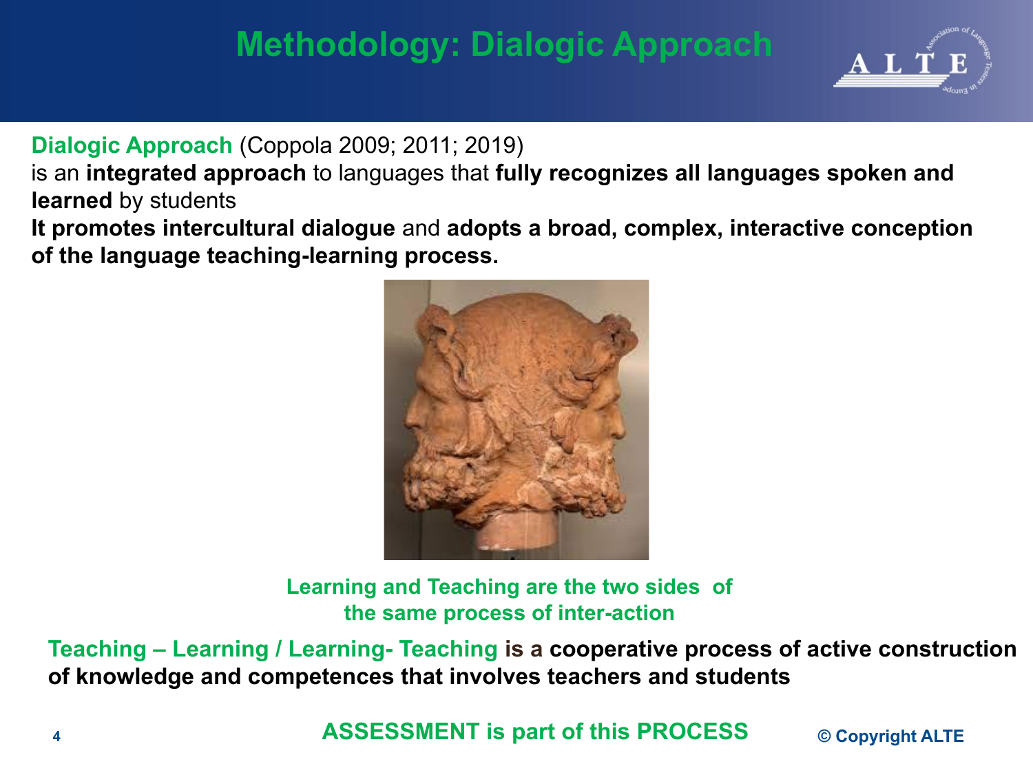# Methodology: Dialogic Approach

**Dialogic Approach** (Coppola 2009; 2011; 2019)
is an **integrated approach** to languages that **fully recognizes all languages spoken and learned** by students
**It promotes intercultural dialogue** and **adopts a broad, complex, interactive conception of the language teaching-learning process.**

**Learning and Teaching are the two sides of the same process of inter-action**

**Teaching – Learning / Learning- Teaching is a cooperative process of active construction of knowledge and competences that involves teachers and students**

**ASSESSMENT is part of this PROCESS**

© Copyright ALTE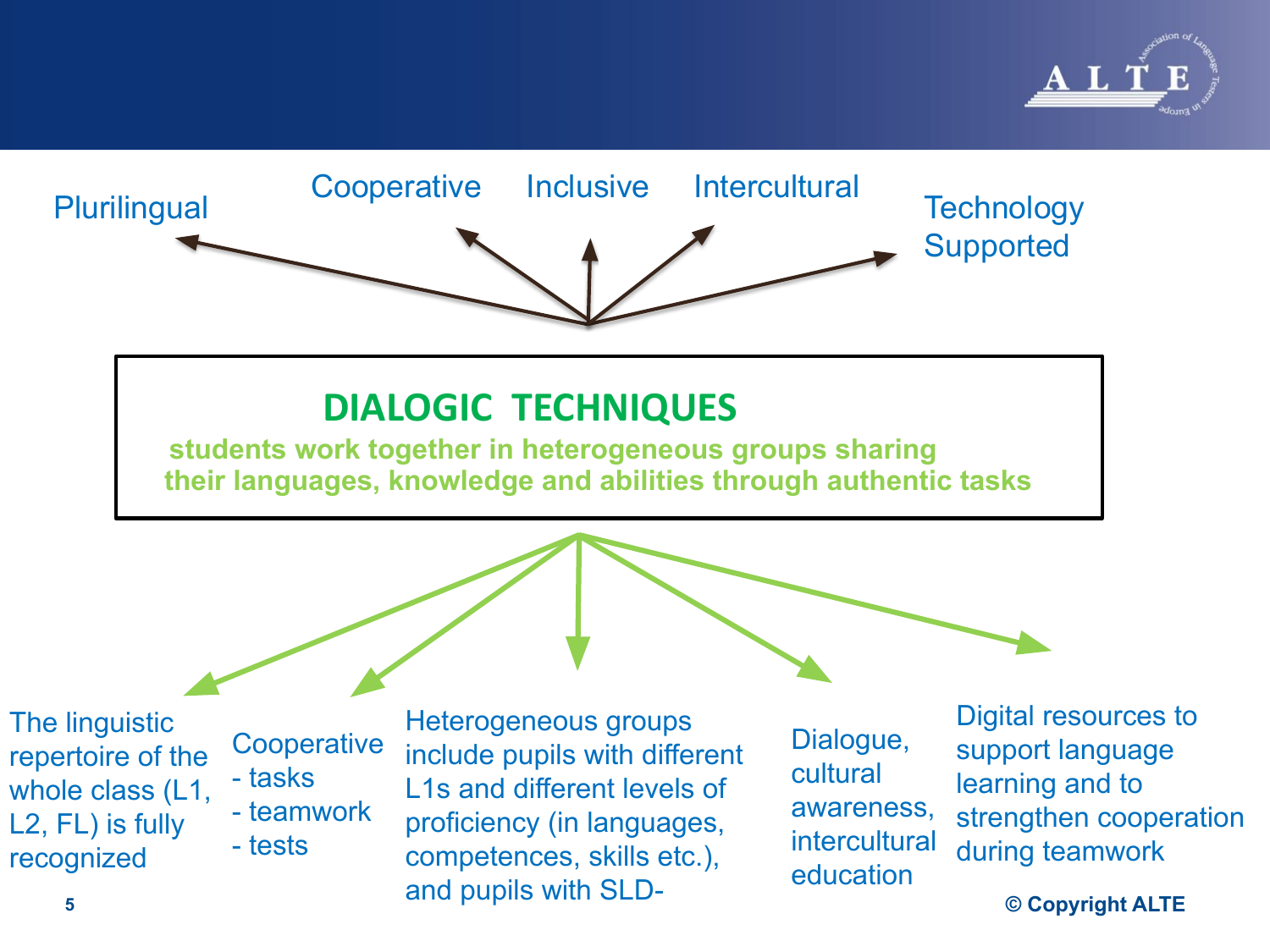Plurilingual

Cooperative

Inclusive

Intercultural

Technology Supported

## DIALOGIC TECHNIQUES

**students work together in heterogeneous groups sharing their languages, knowledge and abilities through authentic tasks**

The linguistic repertoire of the whole class (L1, L2, FL) is fully recognized

Cooperative
- tasks
- teamwork
- tests

Heterogeneous groups include pupils with different L1s and different levels of proficiency (in languages, competences, skills etc.), and pupils with SLD-

Dialogue, cultural awareness, intercultural education

Digital resources to support language learning and to strengthen cooperation during teamwork

© Copyright ALTE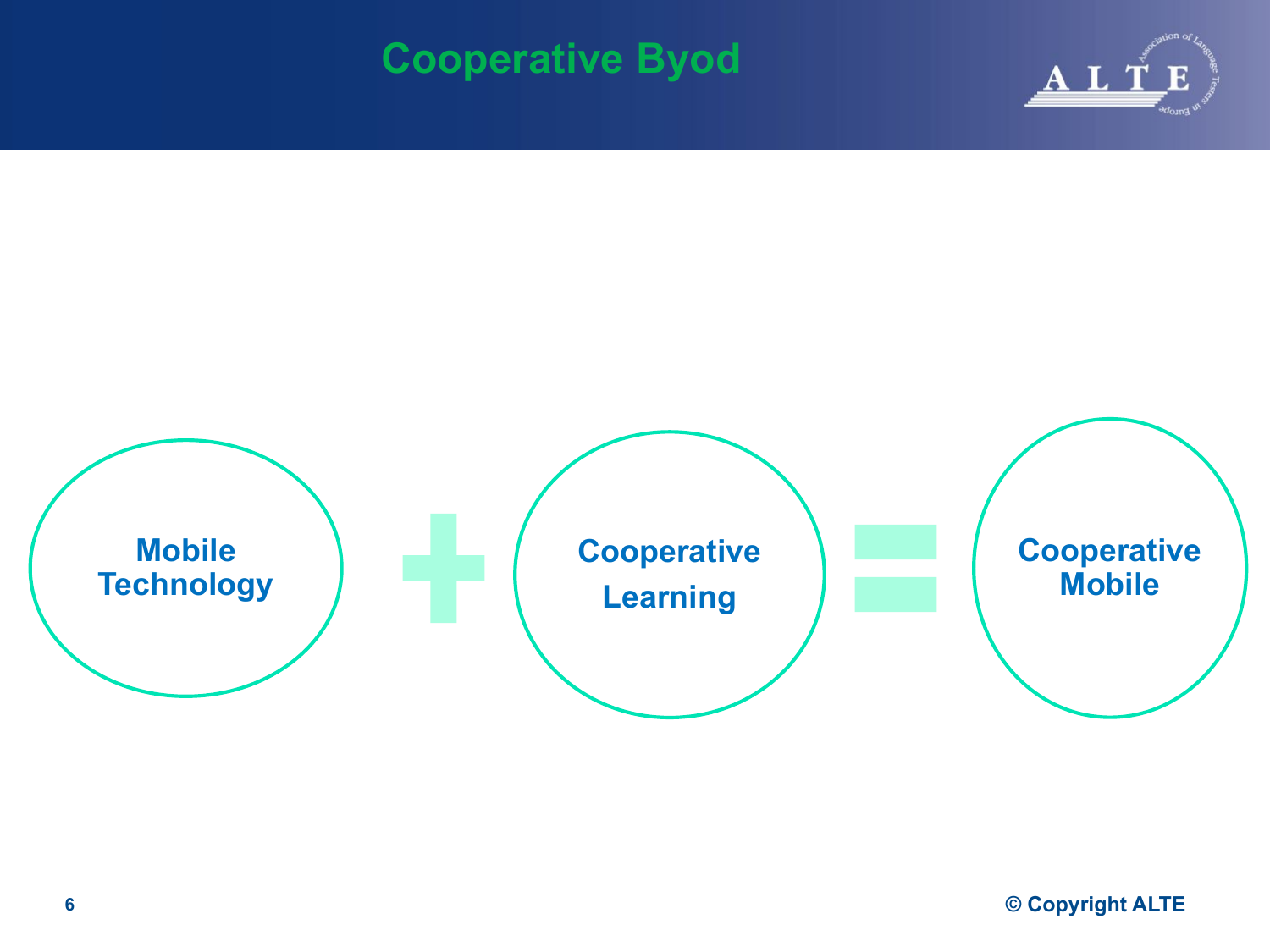# Cooperative Byod

Mobile Technology + Cooperative Learning = Cooperative Mobile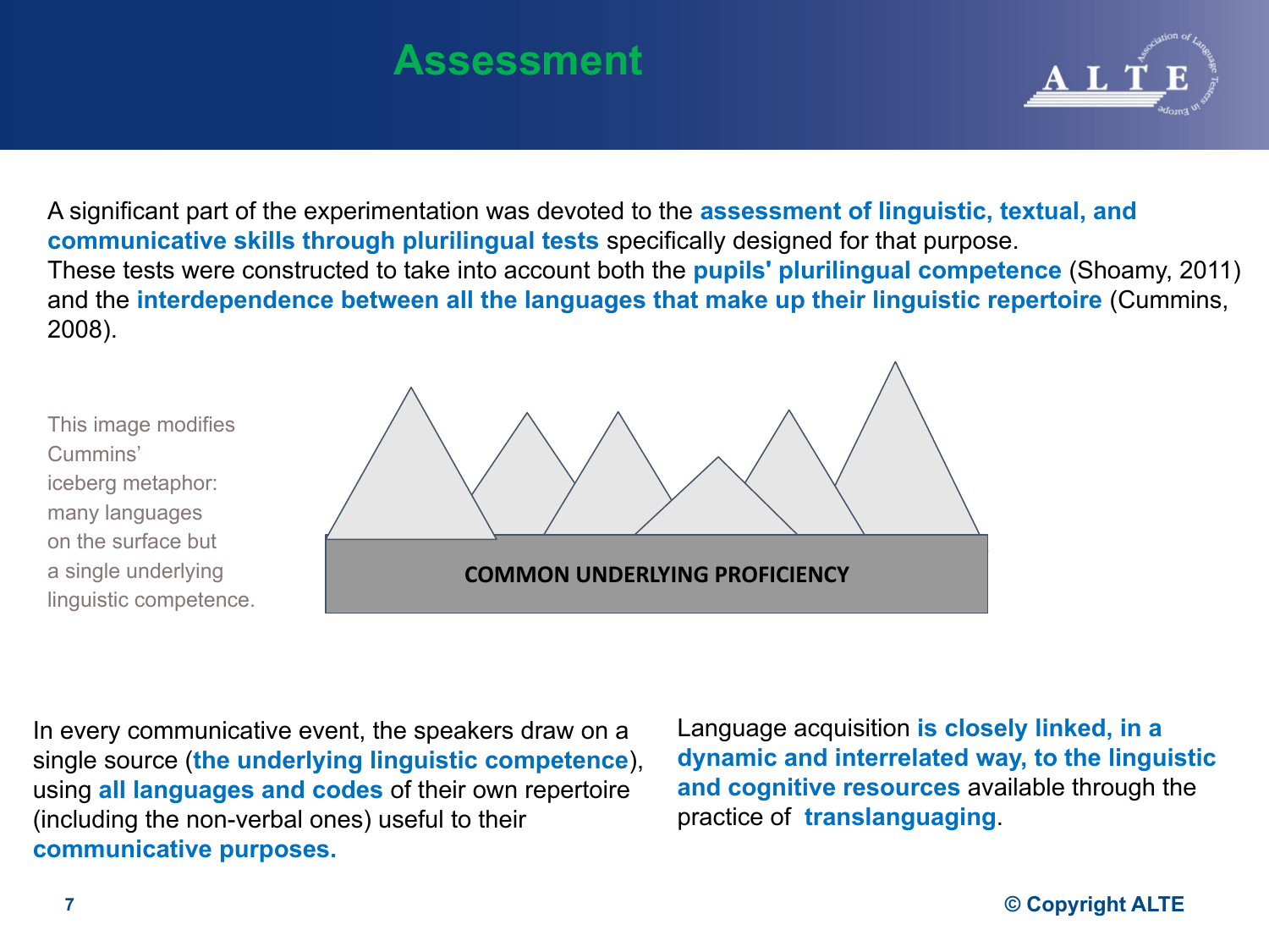# Assessment

A significant part of the experimentation was devoted to the **assessment of linguistic, textual, and communicative skills through plurilingual tests** specifically designed for that purpose.
These tests were constructed to take into account both the **pupils' plurilingual competence** (Shoamy, 2011) and the **interdependence between all the languages that make up their linguistic repertoire** (Cummins, 2008).

This image modifies Cummins' iceberg metaphor: many languages on the surface but a single underlying linguistic competence.

COMMON UNDERLYING PROFICIENCY

In every communicative event, the speakers draw on a single source (**the underlying linguistic competence**), using **all languages and codes** of their own repertoire (including the non-verbal ones) useful to their **communicative purposes.**

Language acquisition **is closely linked, in a dynamic and interrelated way, to the linguistic and cognitive resources** available through the practice of **translanguaging**.

**© Copyright ALTE**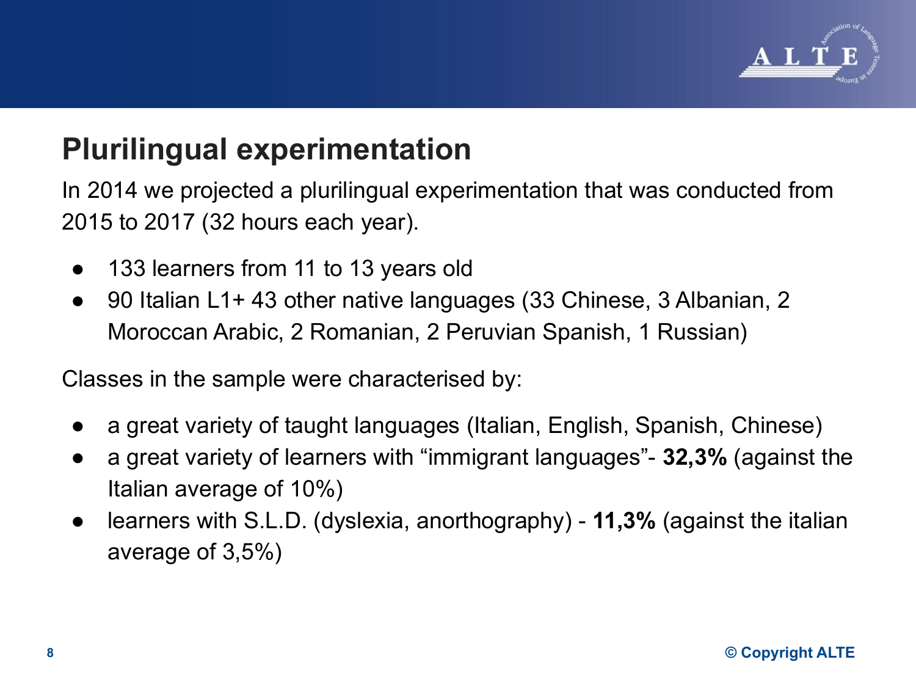# Plurilingual experimentation

In 2014 we projected a plurilingual experimentation that was conducted from 2015 to 2017 (32 hours each year).

- 133 learners from 11 to 13 years old
- 90 Italian L1+ 43 other native languages (33 Chinese, 3 Albanian, 2 Moroccan Arabic, 2 Romanian, 2 Peruvian Spanish, 1 Russian)

Classes in the sample were characterised by:

- a great variety of taught languages (Italian, English, Spanish, Chinese)
- a great variety of learners with “immigrant languages”- **32,3%** (against the Italian average of 10%)
- learners with S.L.D. (dyslexia, anorthography) - **11,3%** (against the italian average of 3,5%)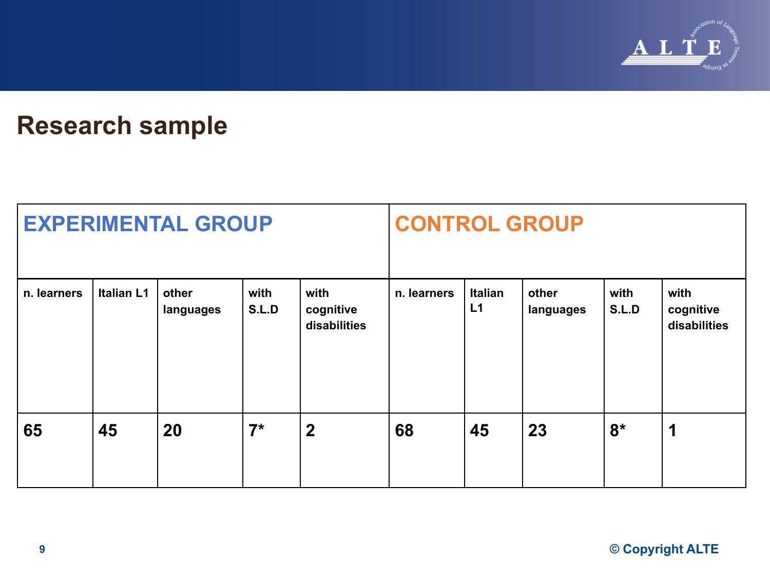# Research sample

| EXPERIMENTAL GROUP | | | | | CONTROL GROUP | | | | |
|---|---|---|---|---|---|---|---|---|---|
| n. learners | Italian L1 | other languages | with S.L.D | with cognitive disabilities | n. learners | Italian L1 | other languages | with S.L.D | with cognitive disabilities |
| 65 | 45 | 20 | 7* | 2 | 68 | 45 | 23 | 8* | 1 |

© Copyright ALTE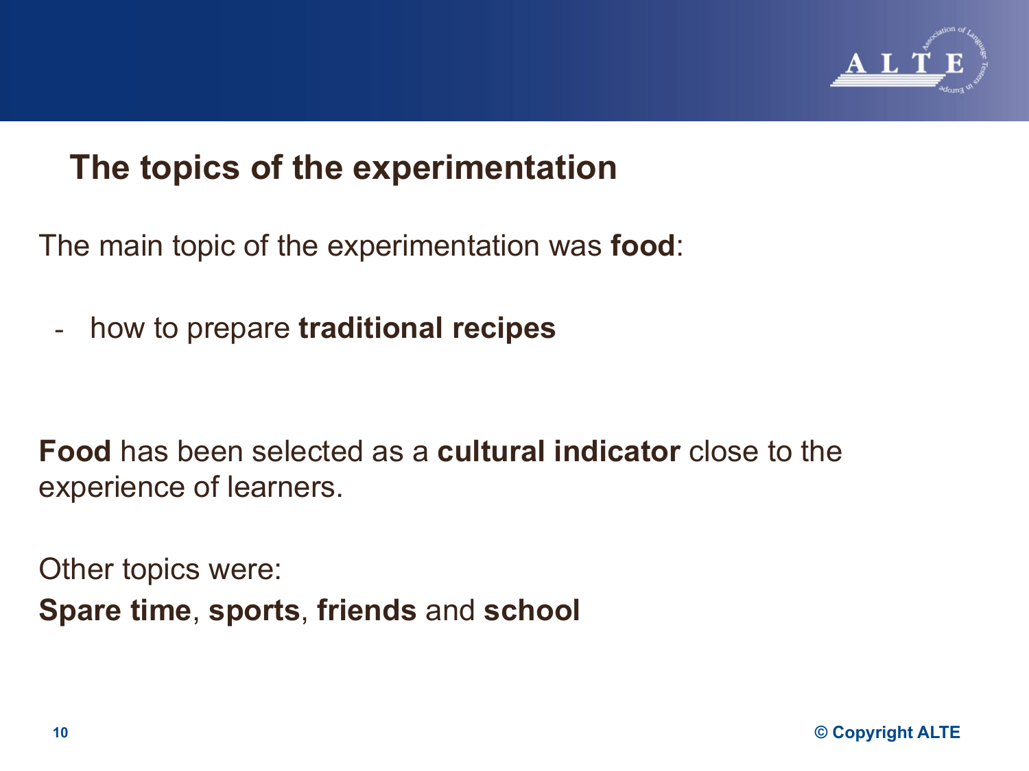## The topics of the experimentation

The main topic of the experimentation was **food**:

- how to prepare **traditional recipes**

**Food** has been selected as a **cultural indicator** close to the experience of learners.

Other topics were:
**Spare time**, **sports**, **friends** and **school**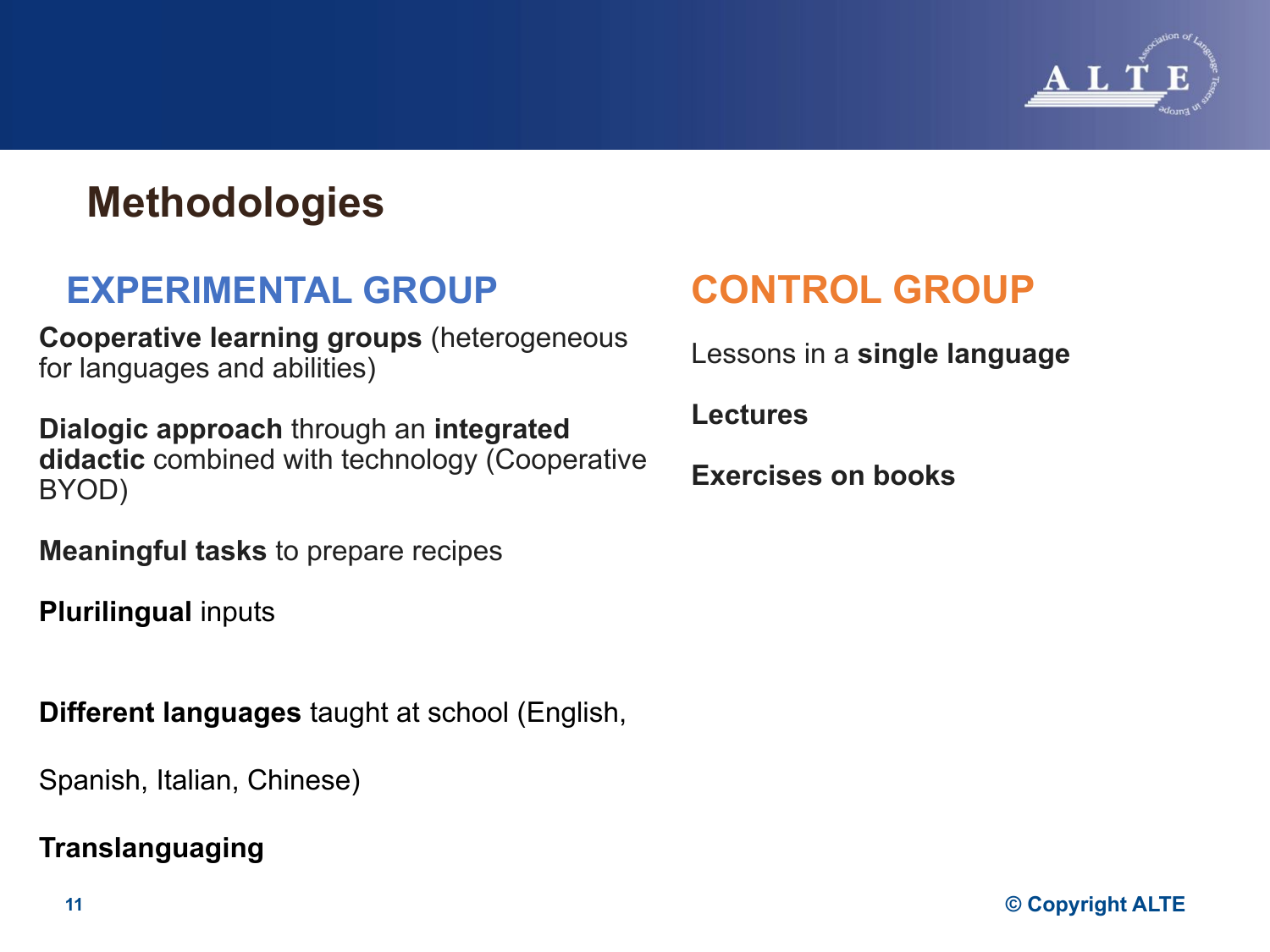# Methodologies

## EXPERIMENTAL GROUP

**Cooperative learning groups** (heterogeneous for languages and abilities)

**Dialogic approach** through an **integrated didactic** combined with technology (Cooperative BYOD)

**Meaningful tasks** to prepare recipes

**Plurilingual** inputs

**Different languages** taught at school (English,

Spanish, Italian, Chinese)

**Translanguaging**

## CONTROL GROUP

Lessons in a **single language**

**Lectures**

**Exercises on books**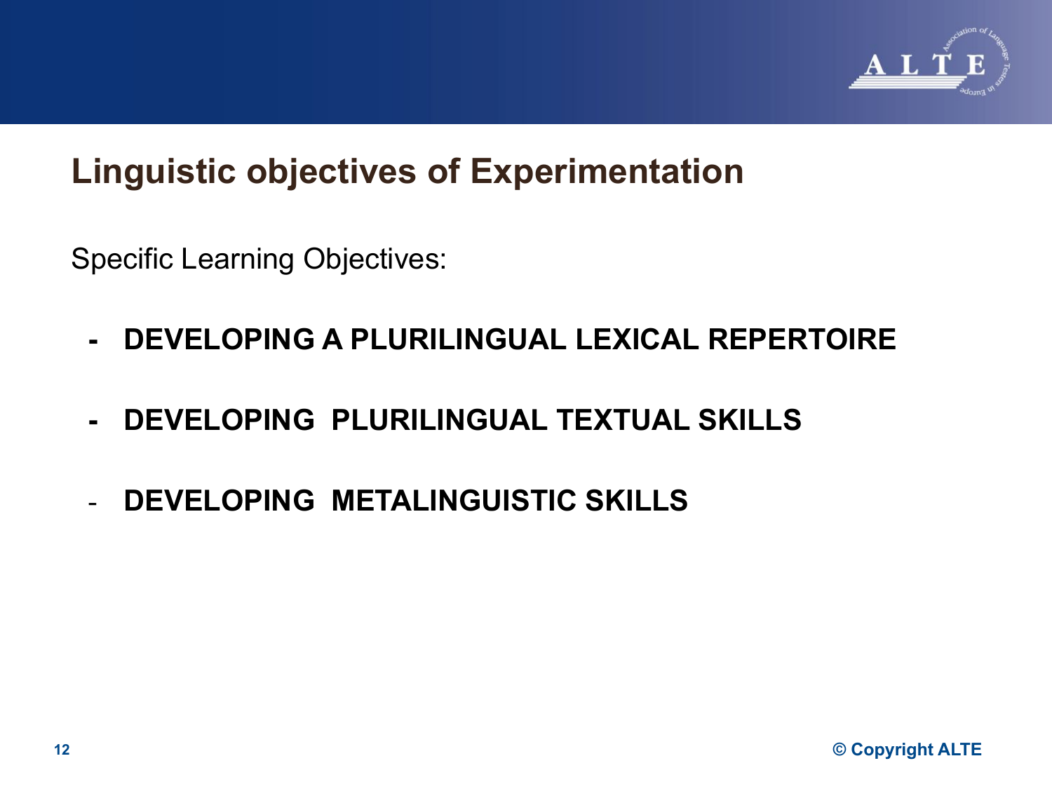# Linguistic objectives of Experimentation

Specific Learning Objectives:

- **DEVELOPING A PLURILINGUAL LEXICAL REPERTOIRE**
- **DEVELOPING PLURILINGUAL TEXTUAL SKILLS**
- **DEVELOPING METALINGUISTIC SKILLS**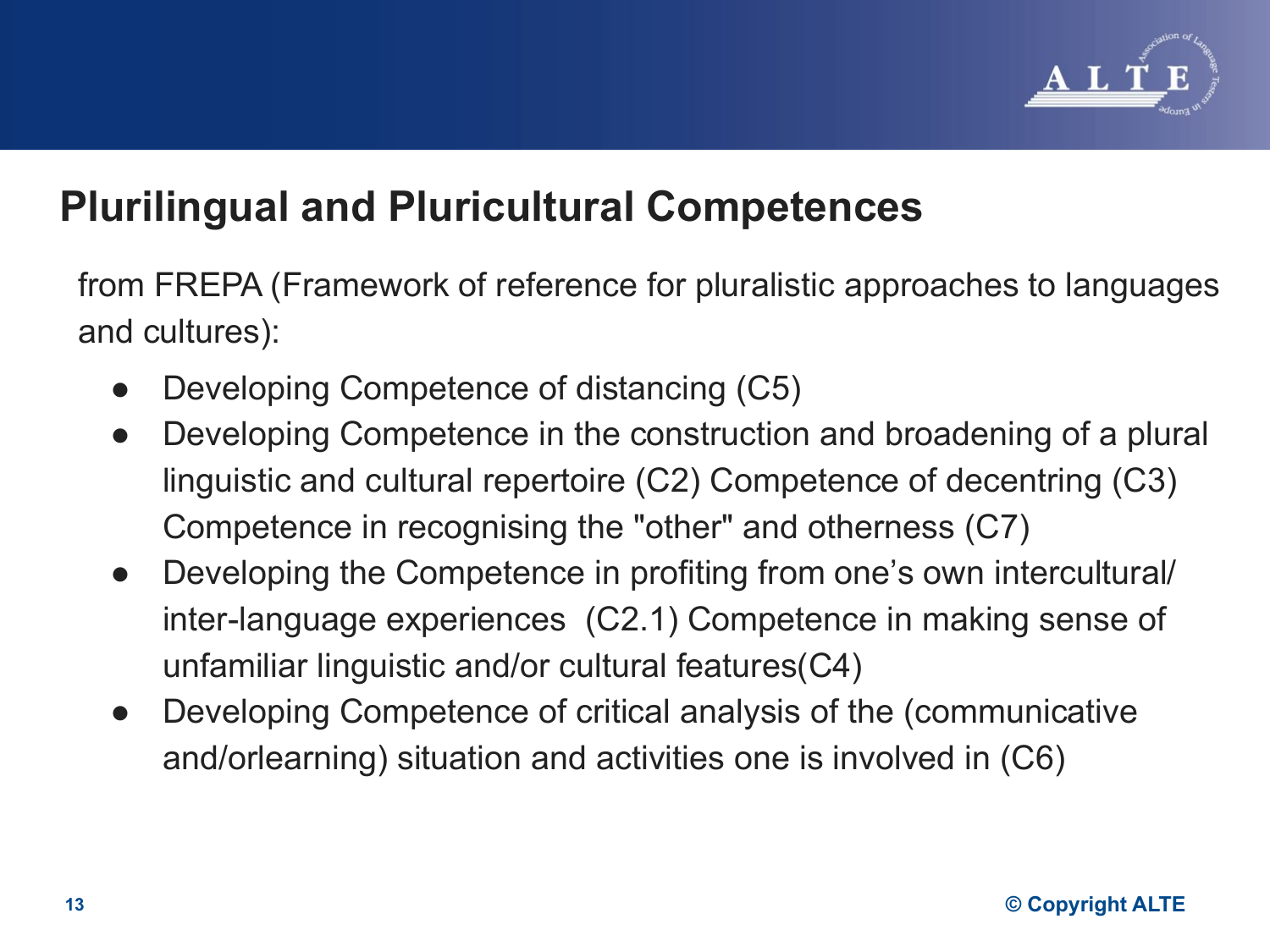## Plurilingual and Pluricultural Competences

from FREPA (Framework of reference for pluralistic approaches to languages and cultures):

- Developing Competence of distancing (C5)
- Developing Competence in the construction and broadening of a plural linguistic and cultural repertoire (C2) Competence of decentring (C3) Competence in recognising the "other" and otherness (C7)
- Developing the Competence in profiting from one's own intercultural/ inter-language experiences  (C2.1) Competence in making sense of unfamiliar linguistic and/or cultural features(C4)
- Developing Competence of critical analysis of the (communicative and/orlearning) situation and activities one is involved in (C6)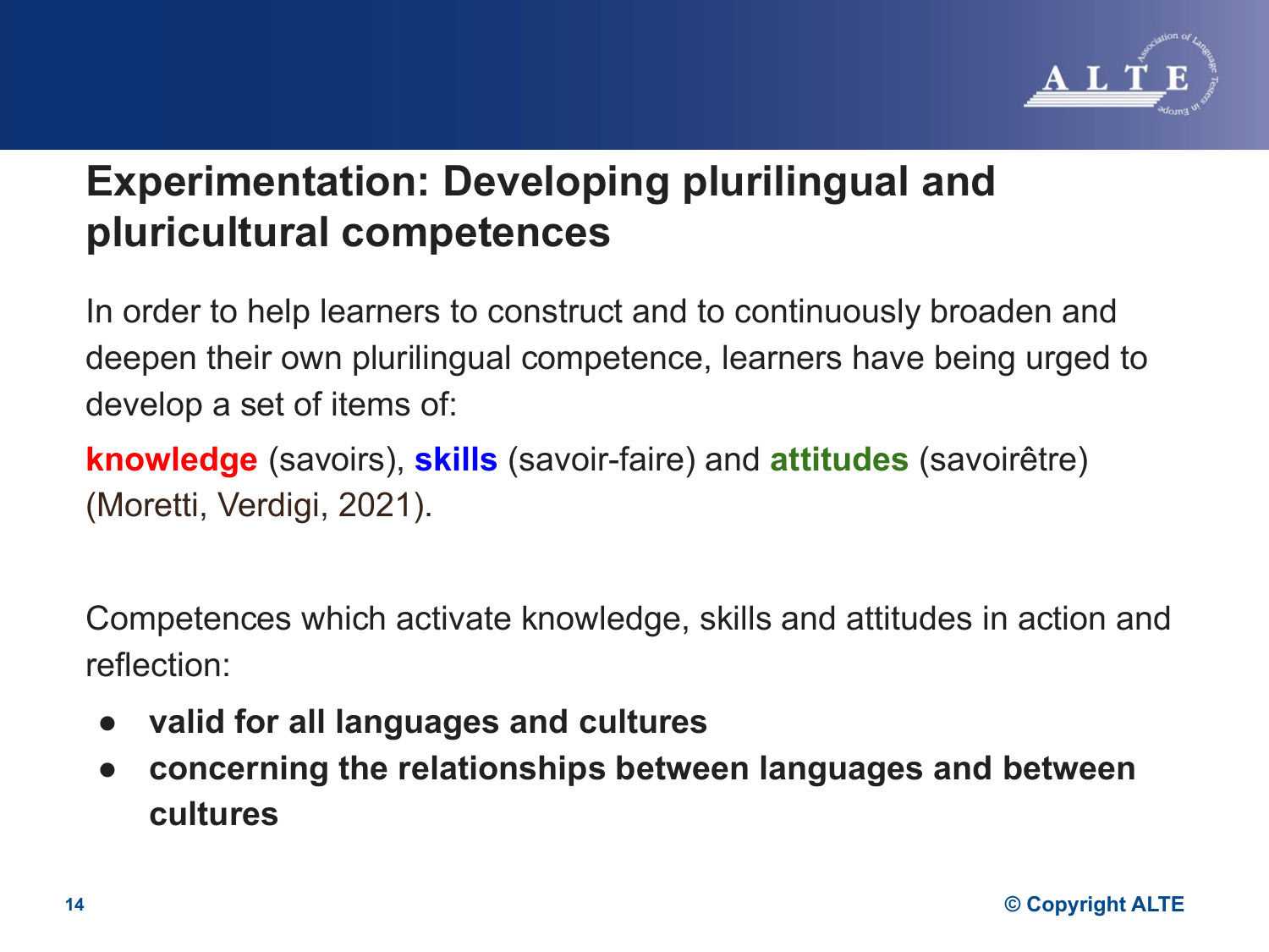# Experimentation: Developing plurilingual and pluricultural competences

In order to help learners to construct and to continuously broaden and deepen their own plurilingual competence, learners have being urged to develop a set of items of:

**knowledge** (savoirs), **skills** (savoir-faire) and **attitudes** (savoirêtre) (Moretti, Verdigi, 2021).

Competences which activate knowledge, skills and attitudes in action and reflection:

- **valid for all languages and cultures**
- **concerning the relationships between languages and between cultures**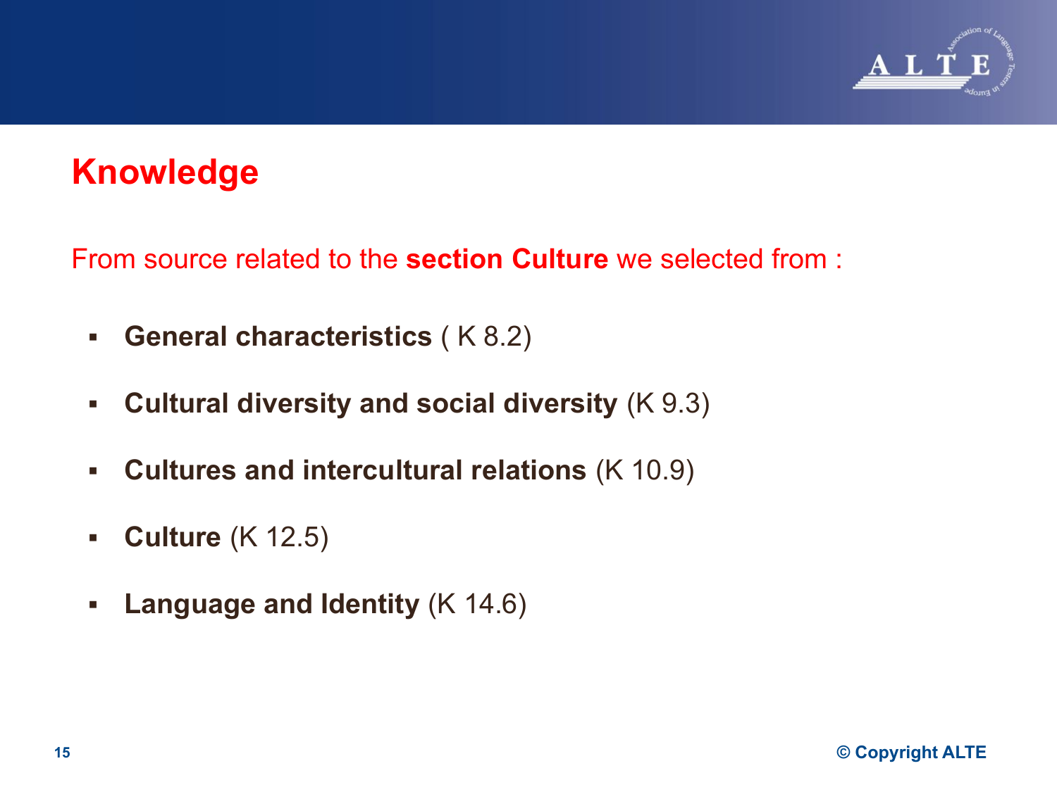# Knowledge

From source related to the **section Culture** we selected from :

- **General characteristics** ( K 8.2)
- **Cultural diversity and social diversity** (K 9.3)
- **Cultures and intercultural relations** (K 10.9)
- **Culture** (K 12.5)
- **Language and Identity** (K 14.6)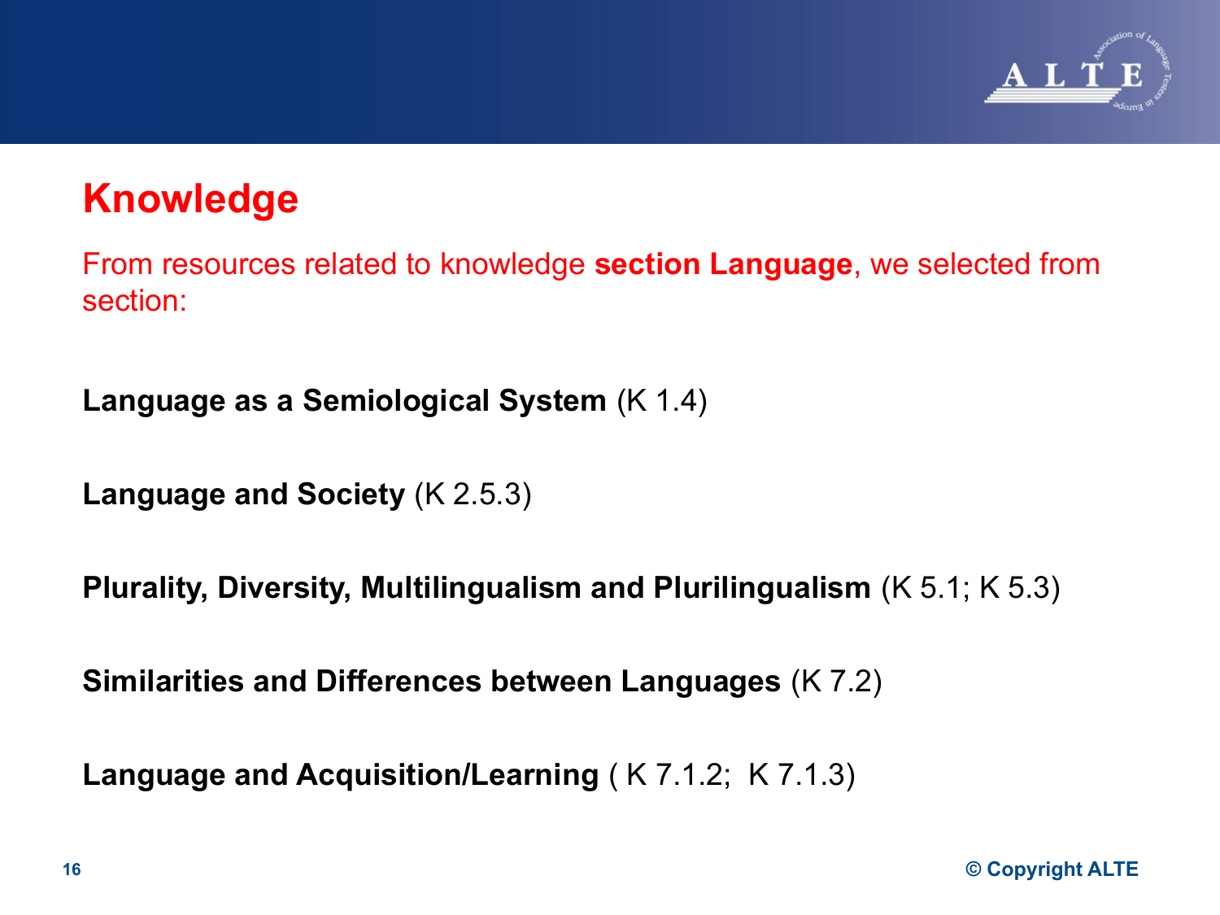# Knowledge

From resources related to knowledge **section Language**, we selected from section:

**Language as a Semiological System** (K 1.4)

**Language and Society** (K 2.5.3)

**Plurality, Diversity, Multilingualism and Plurilingualism** (K 5.1; K 5.3)

**Similarities and Differences between Languages** (K 7.2)

**Language and Acquisition/Learning** ( K 7.1.2; K 7.1.3)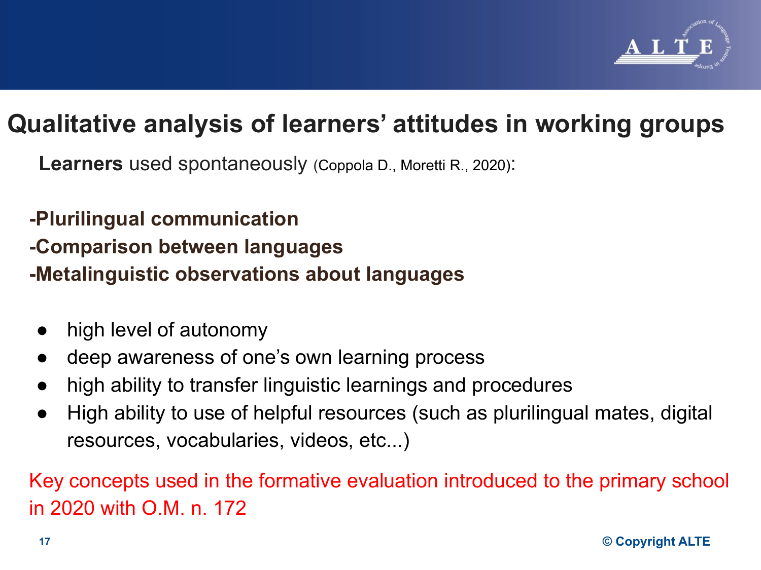# Qualitative analysis of learners' attitudes in working groups

**Learners** used spontaneously (Coppola D., Moretti R., 2020):

**-Plurilingual communication**
**-Comparison between languages**
**-Metalinguistic observations about languages**

- high level of autonomy
- deep awareness of one's own learning process
- high ability to transfer linguistic learnings and procedures
- High ability to use of helpful resources (such as plurilingual mates, digital resources, vocabularies, videos, etc...)

Key concepts used in the formative evaluation introduced to the primary school in 2020 with O.M. n. 172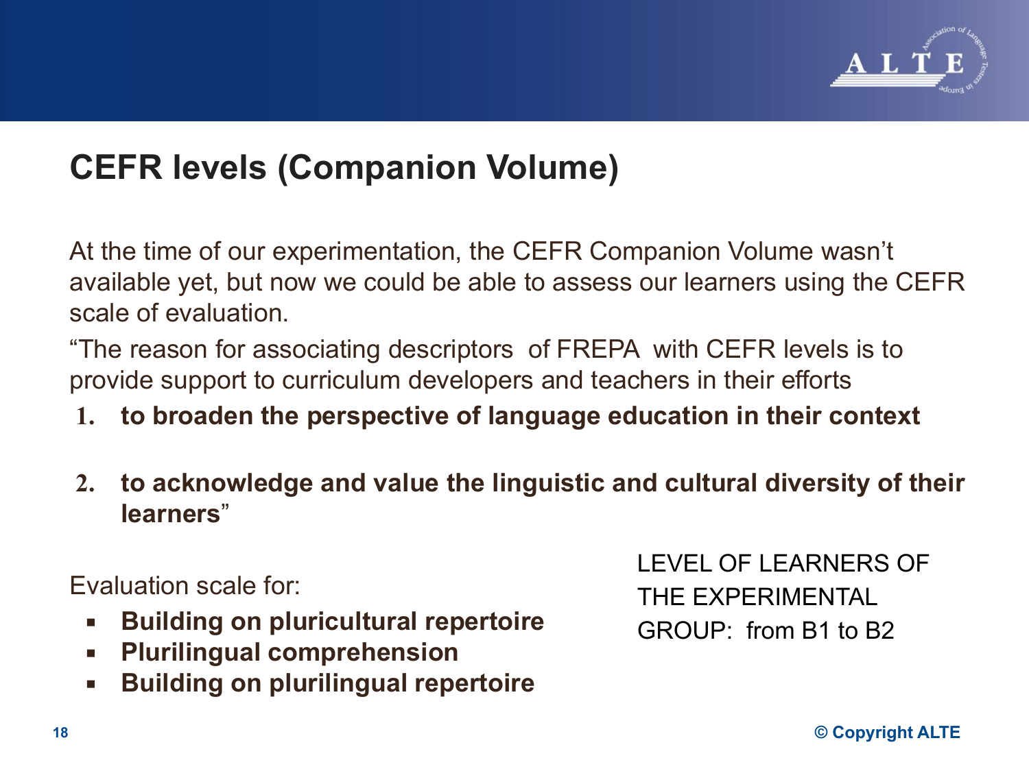# CEFR levels (Companion Volume)

At the time of our experimentation, the CEFR Companion Volume wasn't available yet, but now we could be able to assess our learners using the CEFR scale of evaluation.

"The reason for associating descriptors of FREPA with CEFR levels is to provide support to curriculum developers and teachers in their efforts

1. **to broaden the perspective of language education in their context**
2. **to acknowledge and value the linguistic and cultural diversity of their learners**"

Evaluation scale for:

- **Building on pluricultural repertoire**
- **Plurilingual comprehension**
- **Building on plurilingual repertoire**

LEVEL OF LEARNERS OF THE EXPERIMENTAL GROUP: from B1 to B2

© Copyright ALTE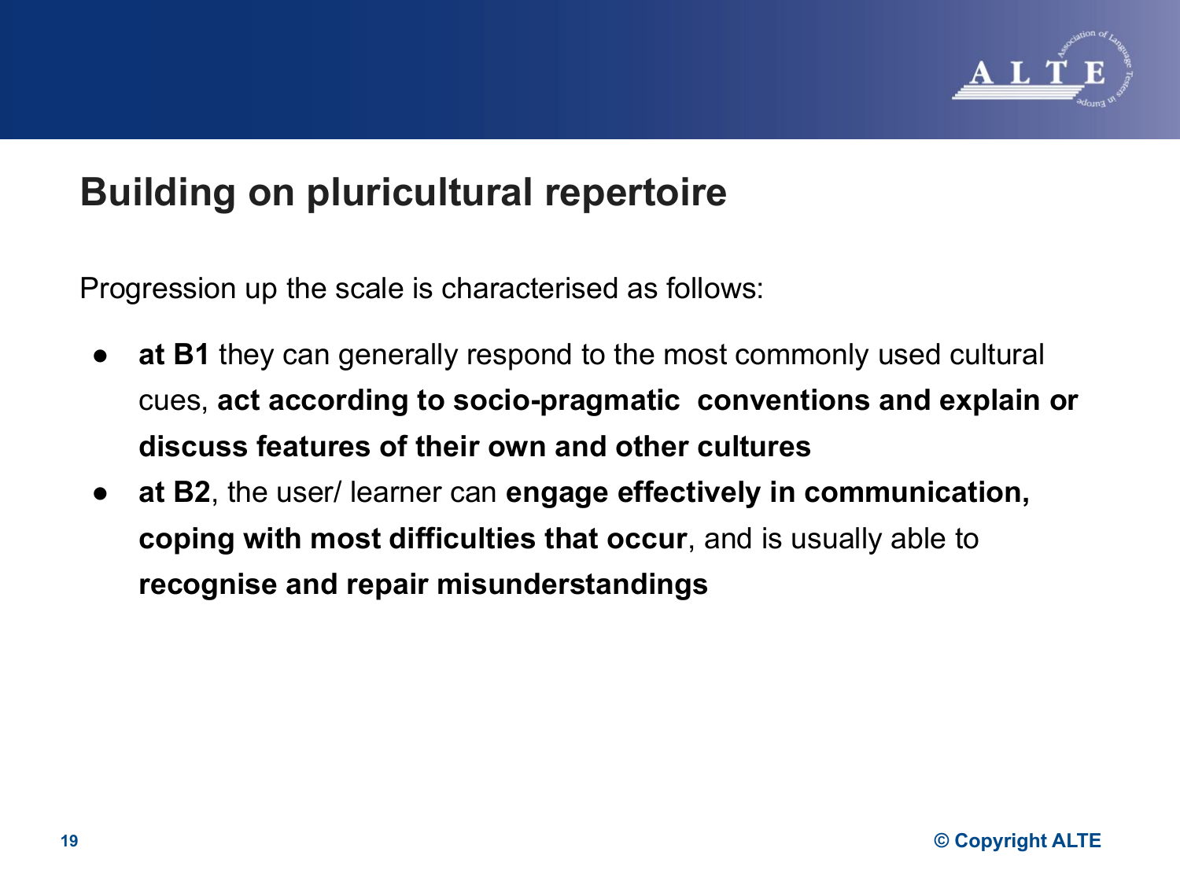# Building on pluricultural repertoire

Progression up the scale is characterised as follows:

- **at B1** they can generally respond to the most commonly used cultural cues, **act according to socio-pragmatic conventions and explain or discuss features of their own and other cultures**
- **at B2**, the user/ learner can **engage effectively in communication, coping with most difficulties that occur**, and is usually able to **recognise and repair misunderstandings**

© Copyright ALTE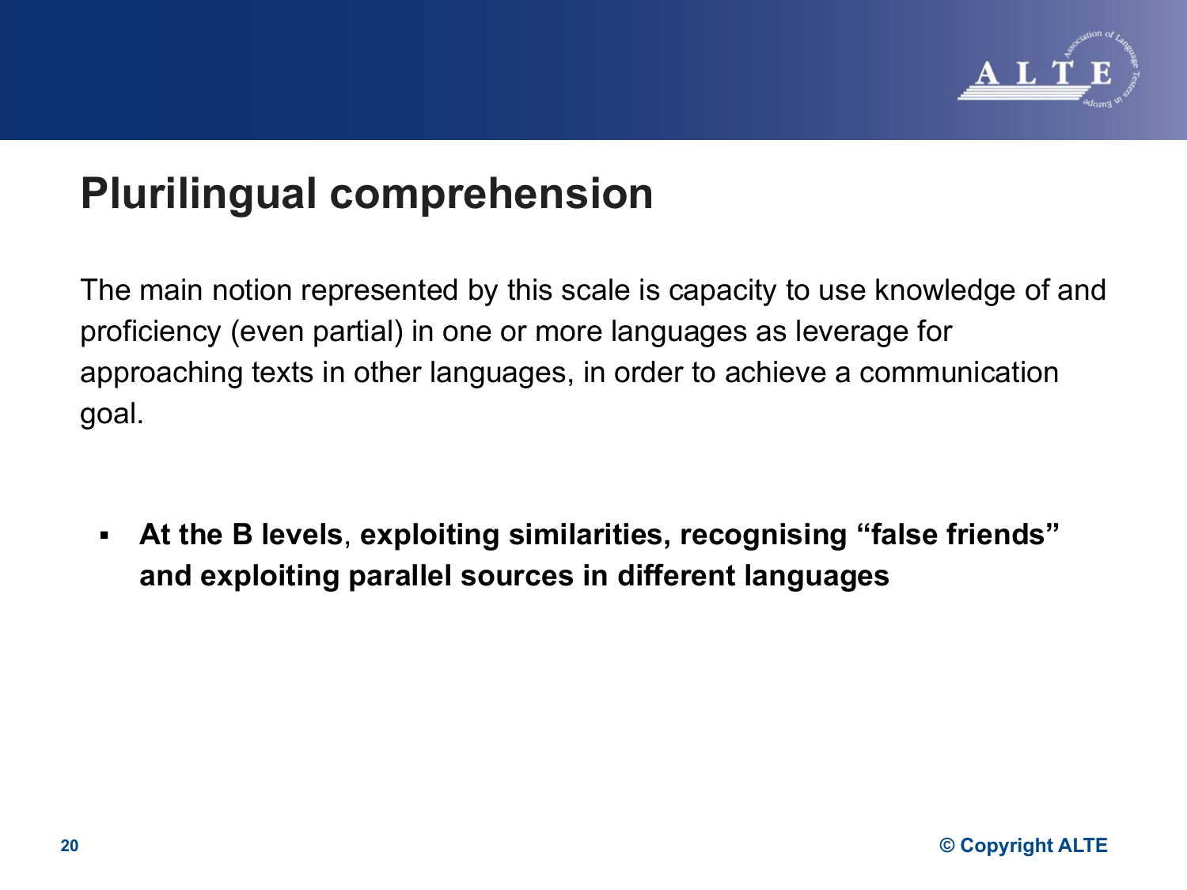# Plurilingual comprehension

The main notion represented by this scale is capacity to use knowledge of and proficiency (even partial) in one or more languages as leverage for approaching texts in other languages, in order to achieve a communication goal.

- **At the B levels**, **exploiting similarities, recognising “false friends” and exploiting parallel sources in different languages**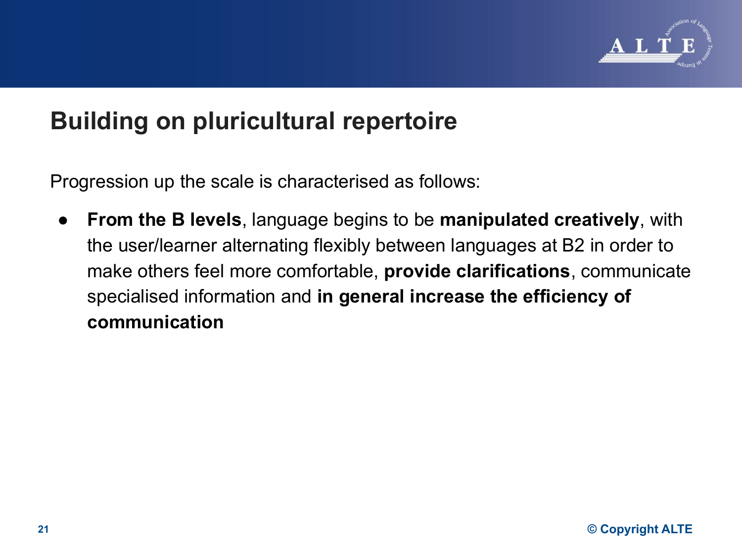# Building on pluricultural repertoire

Progression up the scale is characterised as follows:

- **From the B levels**, language begins to be **manipulated creatively**, with the user/learner alternating flexibly between languages at B2 in order to make others feel more comfortable, **provide clarifications**, communicate specialised information and **in general increase the efficiency of communication**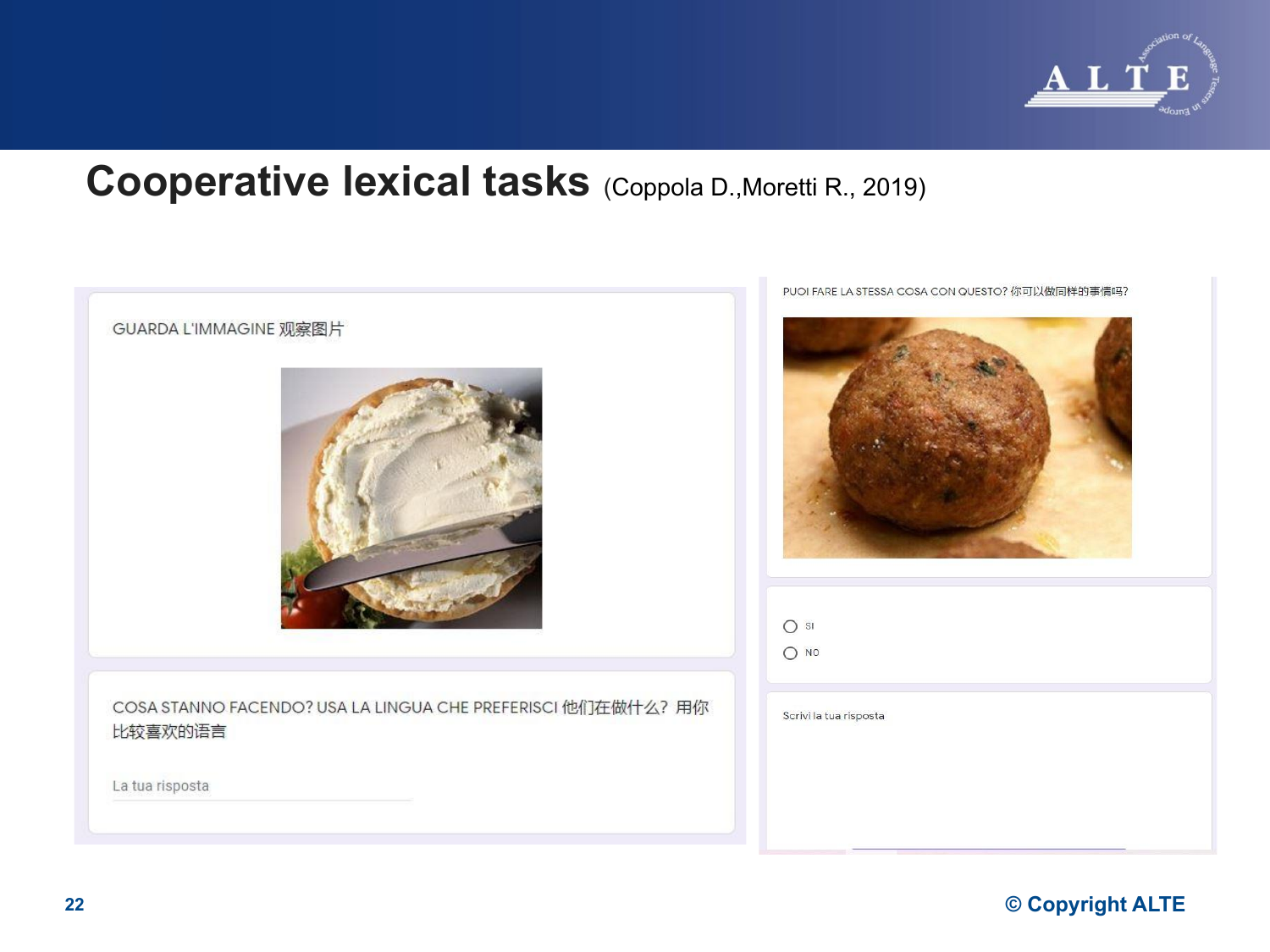# Cooperative lexical tasks (Coppola D.,Moretti R., 2019)

GUARDA L'IMMAGINE 观察图片

COSA STANNO FACENDO? USA LA LINGUA CHE PREFERISCI 他们在做什么？用你比较喜欢的语言

La tua risposta

PUOI FARE LA STESSA COSA CON QUESTO? 你可以做同样的事情吗？

- SI
- NO

Scrivi la tua risposta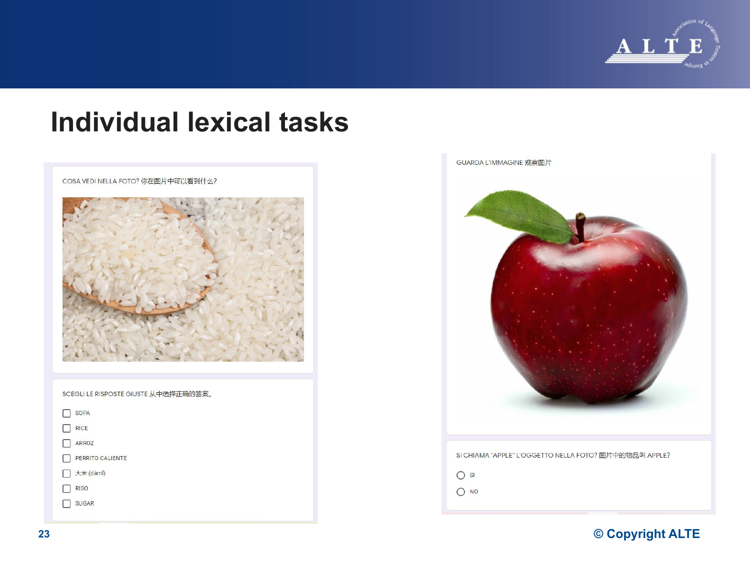# Individual lexical tasks

COSA VEDI NELLA FOTO? 你在图片中可以看到什么?

SCEGLI LE RISPOSTE GIUSTE 从中选择正确的答案。

- [ ] SOPA
- [ ] RICE
- [ ] ARROZ
- [ ] PERRITO CALIENTE
- [ ] 大米 (dàmǐ)
- [ ] RISO
- [ ] SUGAR

GUARDA L'IMMAGINE 观察图片

SI CHIAMA "APPLE" L'OGGETTO NELLA FOTO? 图片中的物品叫 APPLE?

- ○ SI
- ○ NO

© Copyright ALTE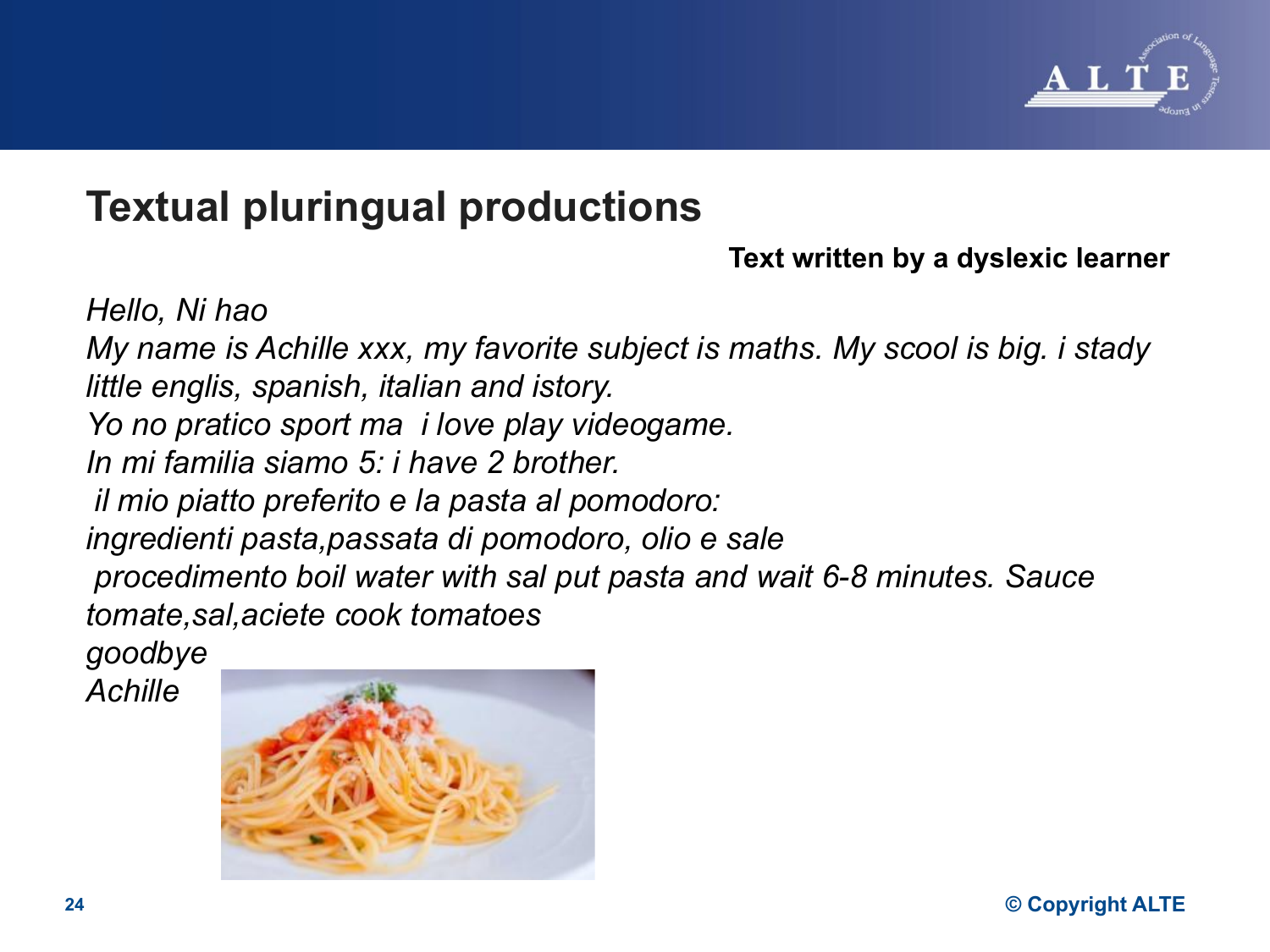# Textual pluringual productions

**Text written by a dyslexic learner**

*Hello, Ni hao*
*My name is Achille xxx, my favorite subject is maths. My scool is big. i stady little englis, spanish, italian and istory.*
*Yo no pratico sport ma i love play videogame.*
*In mi familia siamo 5: i have 2 brother.*
*il mio piatto preferito e la pasta al pomodoro:*
*ingredienti pasta,passata di pomodoro, olio e sale*
*procedimento boil water with sal put pasta and wait 6-8 minutes. Sauce tomate,sal,aciete cook tomatoes*
*goodbye*
*Achille*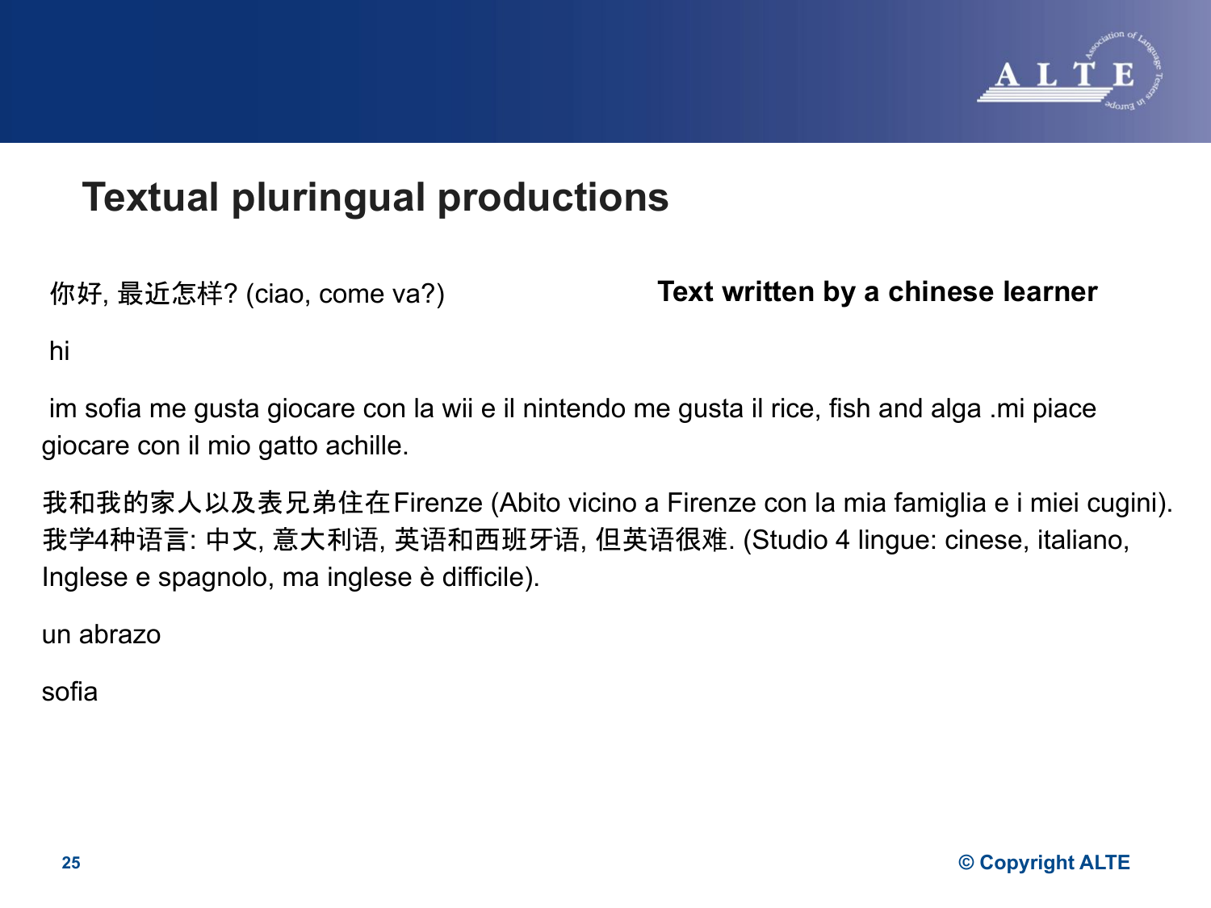# Textual pluringual productions

**Text written by a chinese learner**

你好, 最近怎样? (ciao, come va?)

hi

im sofia me gusta giocare con la wii e il nintendo me gusta il rice, fish and alga .mi piace giocare con il mio gatto achille.

我和我的家人以及表兄弟住在Firenze (Abito vicino a Firenze con la mia famiglia e i miei cugini). 我学4种语言: 中文, 意大利语, 英语和西班牙语, 但英语很难. (Studio 4 lingue: cinese, italiano, Inglese e spagnolo, ma inglese è difficile).

un abrazo

sofia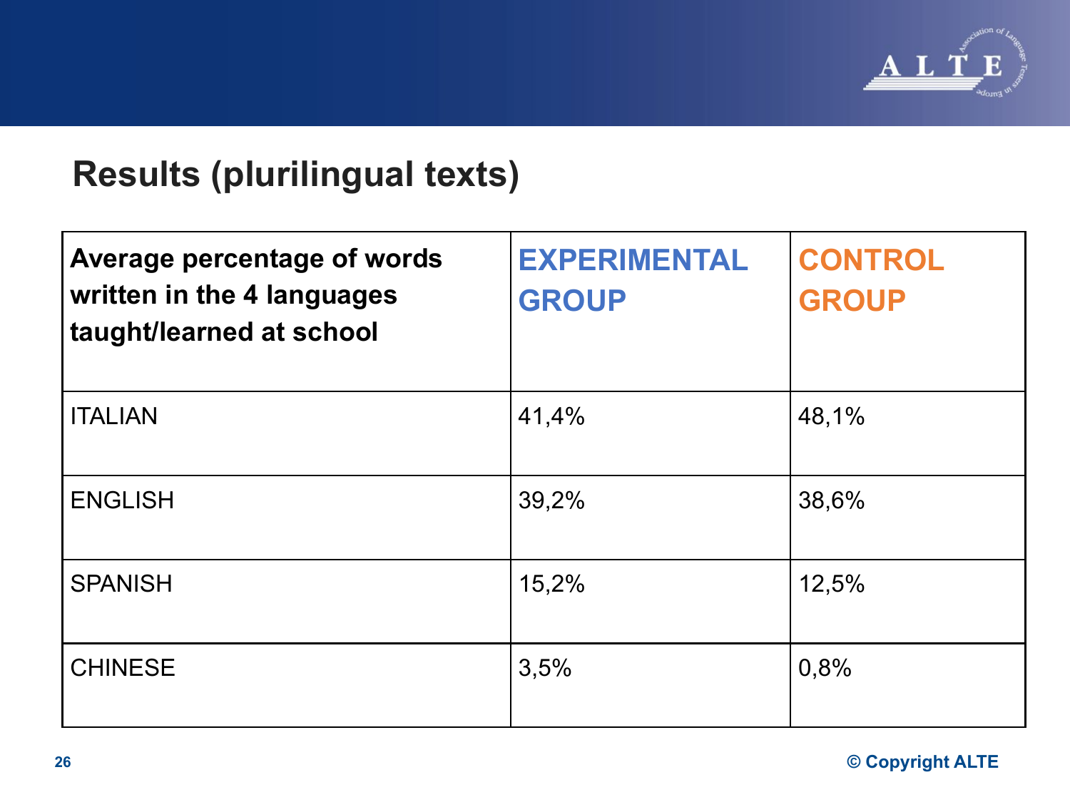## Results (plurilingual texts)

| Average percentage of words written in the 4 languages taught/learned at school | EXPERIMENTAL GROUP | CONTROL GROUP |
|---|---|---|
| ITALIAN | 41,4% | 48,1% |
| ENGLISH | 39,2% | 38,6% |
| SPANISH | 15,2% | 12,5% |
| CHINESE | 3,5% | 0,8% |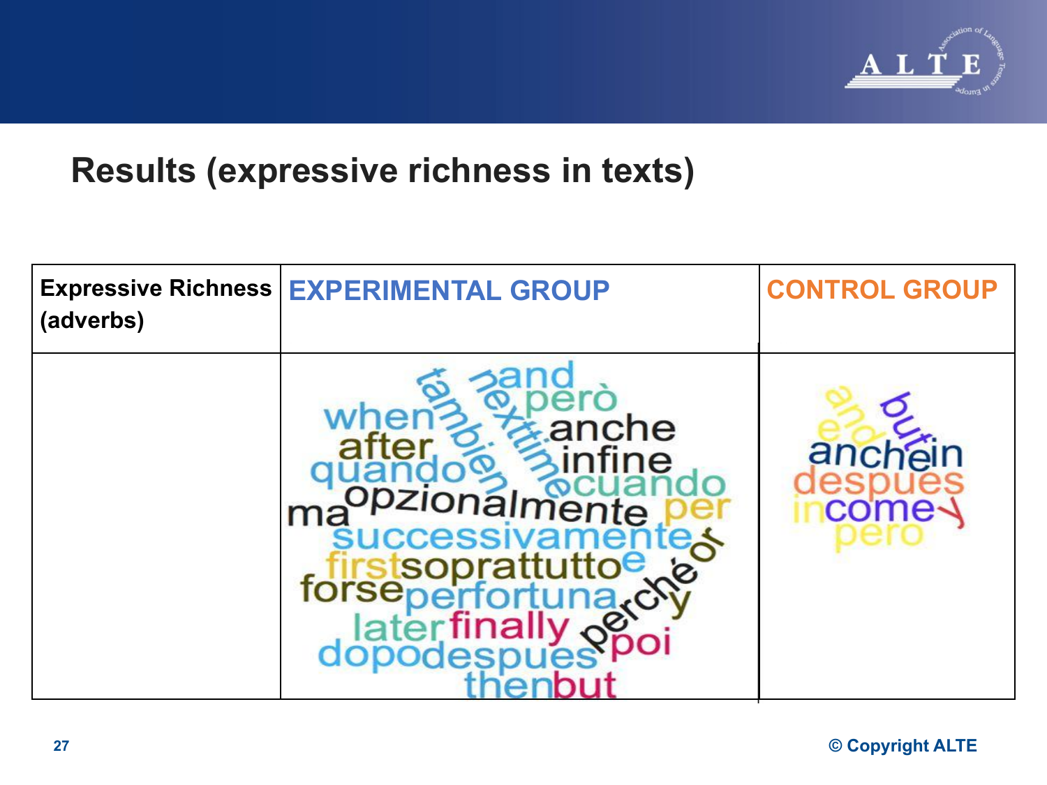## Results (expressive richness in texts)

| Expressive Richness (adverbs) | EXPERIMENTAL GROUP | CONTROL GROUP |
|---|---|---|
| | and, también, nexttime, però, when, anche, after, infine, quando, cuando, ma, opzionalmente, per, successivamente, or, first, soprattutto, e, forse, perfortuna, perché, y, later, finally, dopo, despues, poi, then, but | and, e, but, anche, in, despues, in, come, y, pero |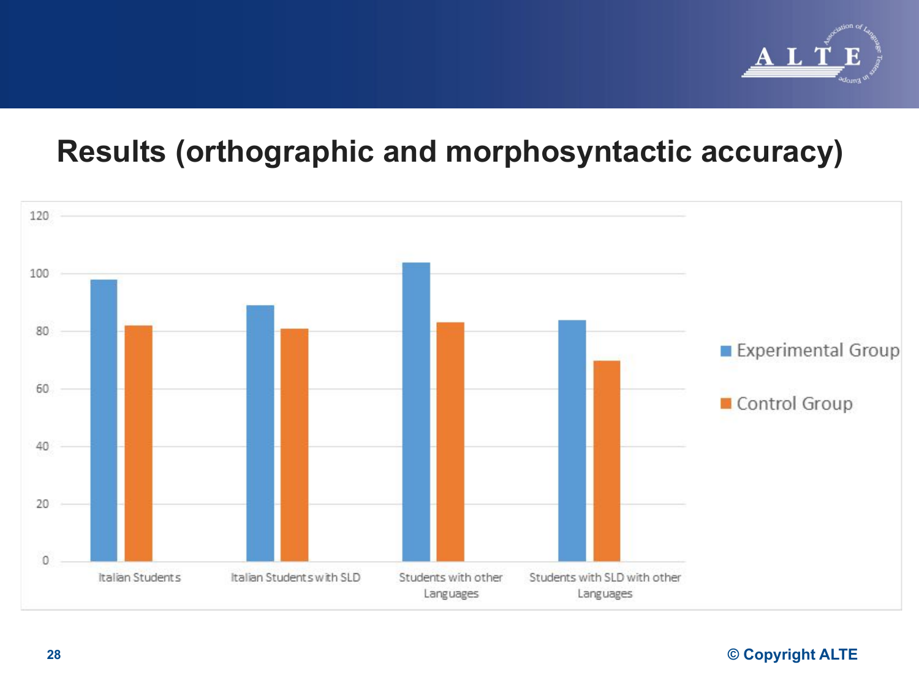# Results (orthographic and morphosyntactic accuracy)

| | Experimental Group | Control Group |
|---|---|---|
| Italian Students | 98 | 82 |
| Italian Students with SLD | 89 | 81 |
| Students with other Languages | 104 | 83 |
| Students with SLD with other Languages | 84 | 70 |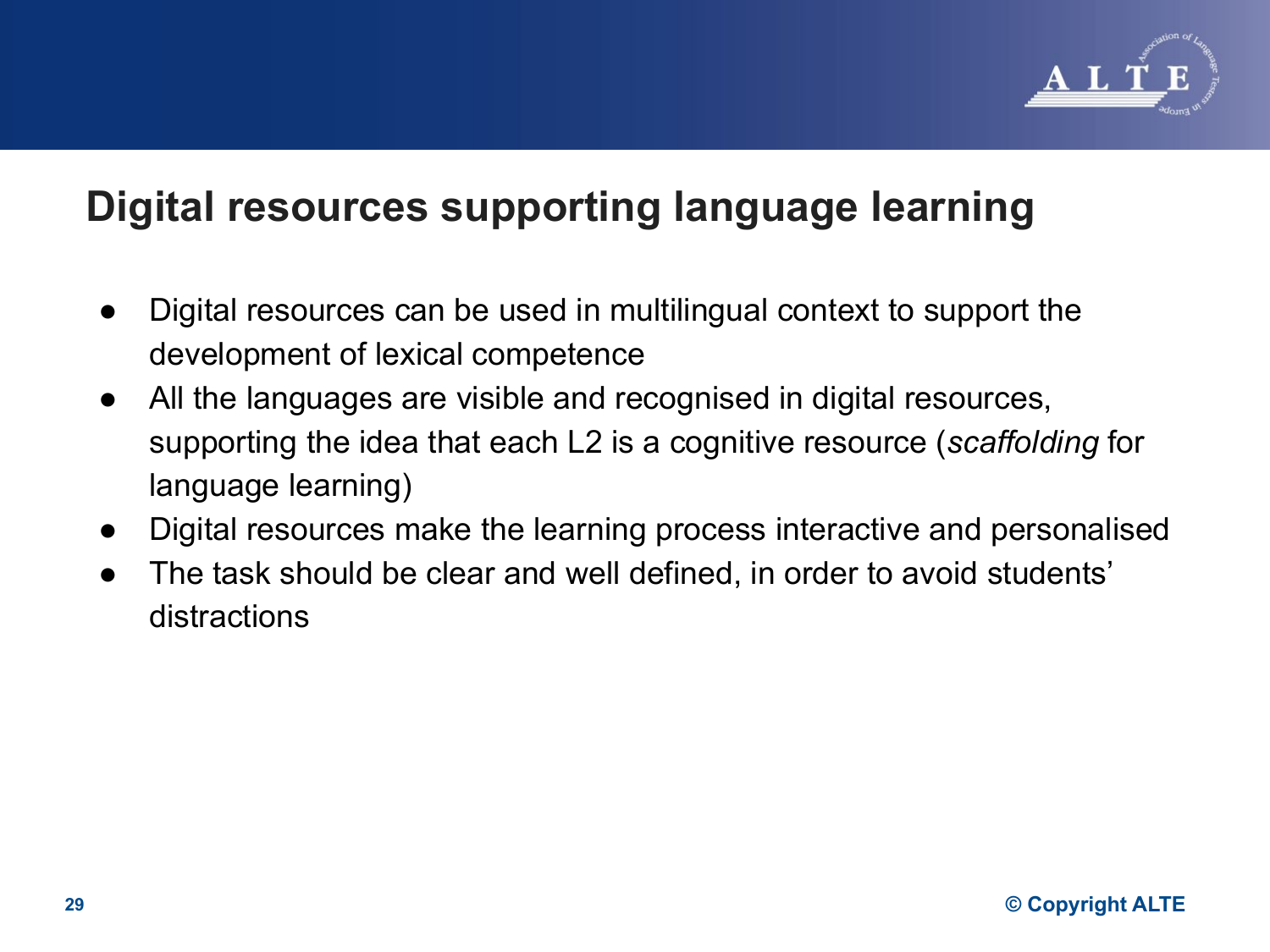# Digital resources supporting language learning

- Digital resources can be used in multilingual context to support the development of lexical competence
- All the languages are visible and recognised in digital resources, supporting the idea that each L2 is a cognitive resource (*scaffolding* for language learning)
- Digital resources make the learning process interactive and personalised
- The task should be clear and well defined, in order to avoid students' distractions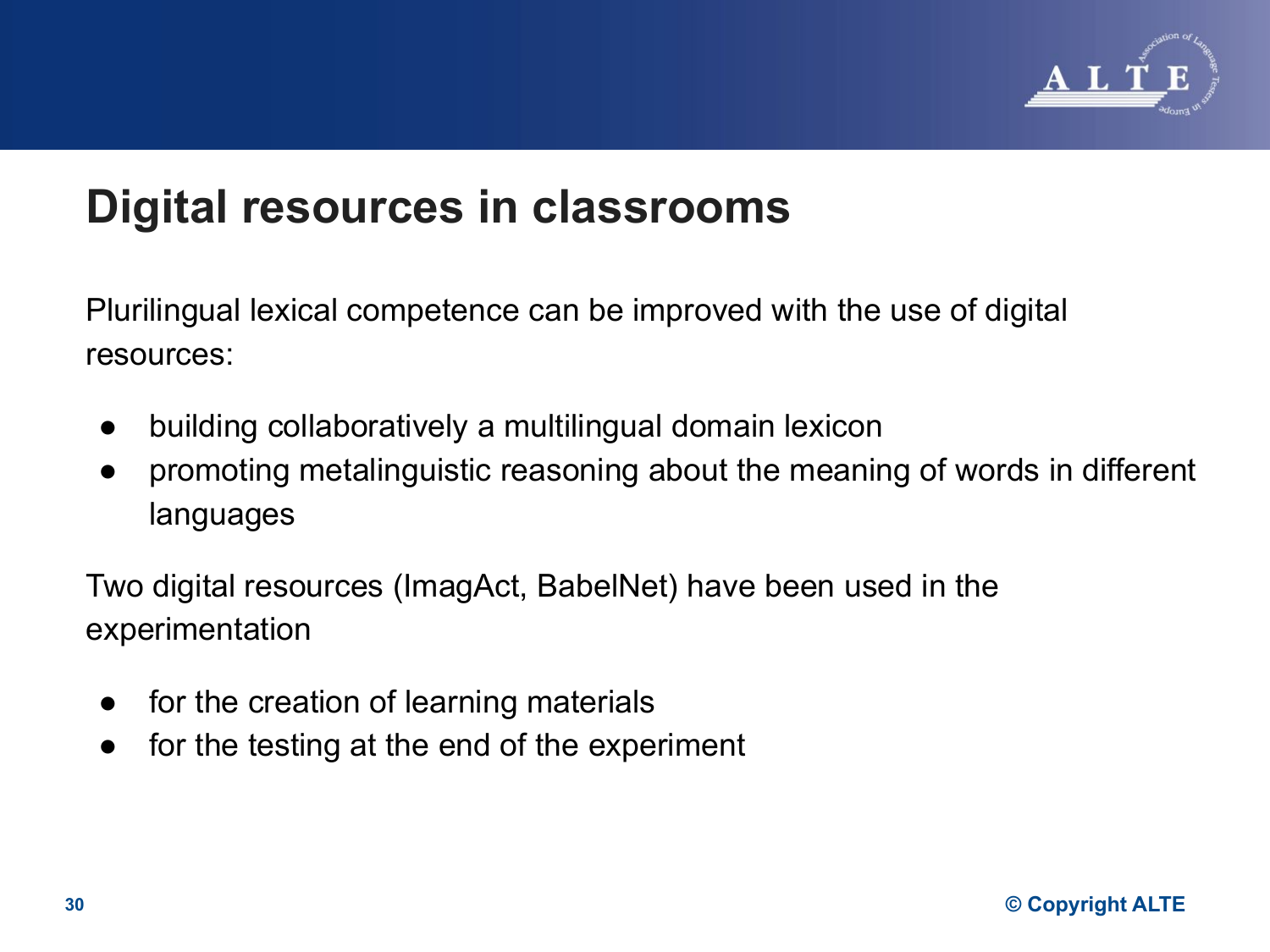# Digital resources in classrooms

Plurilingual lexical competence can be improved with the use of digital resources:

- building collaboratively a multilingual domain lexicon
- promoting metalinguistic reasoning about the meaning of words in different languages

Two digital resources (ImagAct, BabelNet) have been used in the experimentation

- for the creation of learning materials
- for the testing at the end of the experiment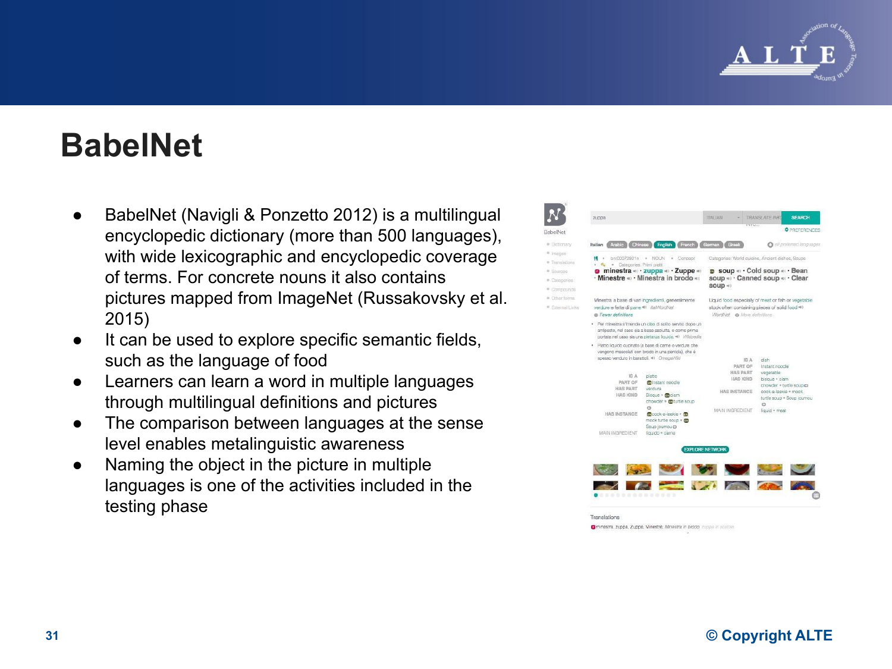# BabelNet

- BabelNet (Navigli & Ponzetto 2012) is a multilingual encyclopedic dictionary (more than 500 languages), with wide lexicographic and encyclopedic coverage of terms. For concrete nouns it also contains pictures mapped from ImageNet (Russakovsky et al. 2015)
- It can be used to explore specific semantic fields, such as the language of food
- Learners can learn a word in multiple languages through multilingual definitions and pictures
- The comparison between languages at the sense level enables metalinguistic awareness
- Naming the object in the picture in multiple languages is one of the activities included in the testing phase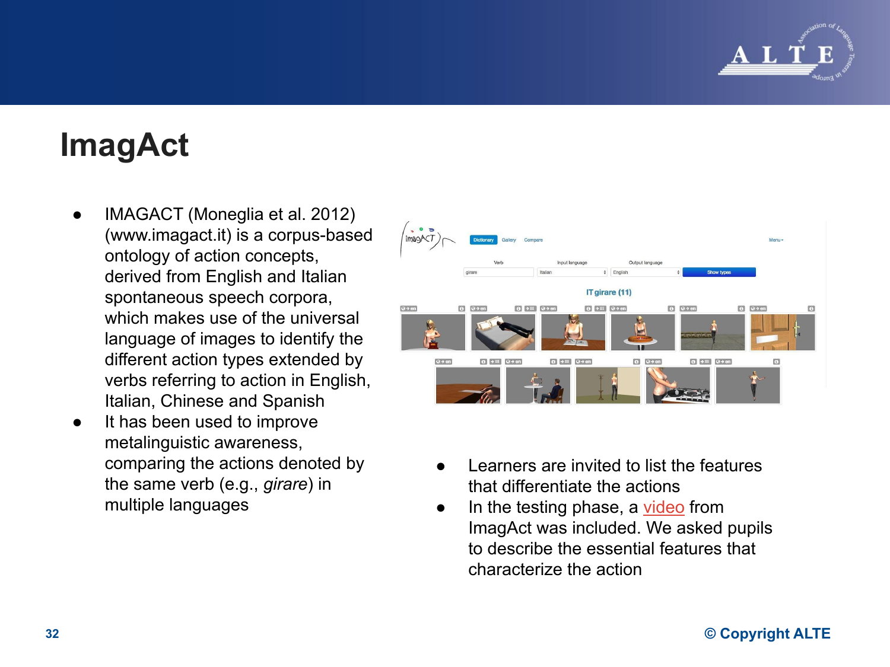# ImagAct

- IMAGACT (Moneglia et al. 2012) (www.imagact.it) is a corpus-based ontology of action concepts, derived from English and Italian spontaneous speech corpora, which makes use of the universal language of images to identify the different action types extended by verbs referring to action in English, Italian, Chinese and Spanish
- It has been used to improve metalinguistic awareness, comparing the actions denoted by the same verb (e.g., *girare*) in multiple languages

- Learners are invited to list the features that differentiate the actions
- In the testing phase, a video from ImagAct was included. We asked pupils to describe the essential features that characterize the action

© Copyright ALTE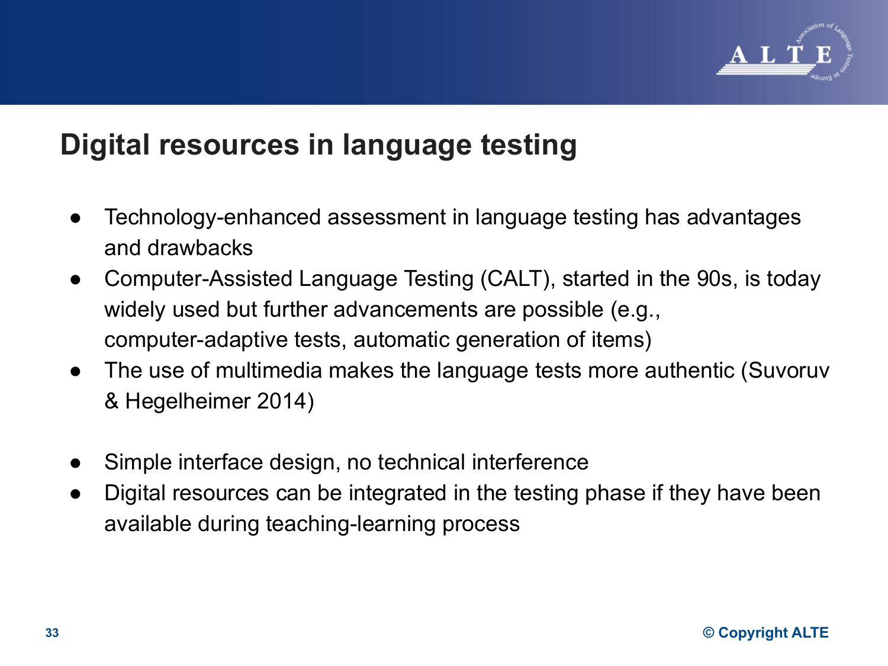## Digital resources in language testing

- Technology-enhanced assessment in language testing has advantages and drawbacks
- Computer-Assisted Language Testing (CALT), started in the 90s, is today widely used but further advancements are possible (e.g., computer-adaptive tests, automatic generation of items)
- The use of multimedia makes the language tests more authentic (Suvoruv & Hegelheimer 2014)

- Simple interface design, no technical interference
- Digital resources can be integrated in the testing phase if they have been available during teaching-learning process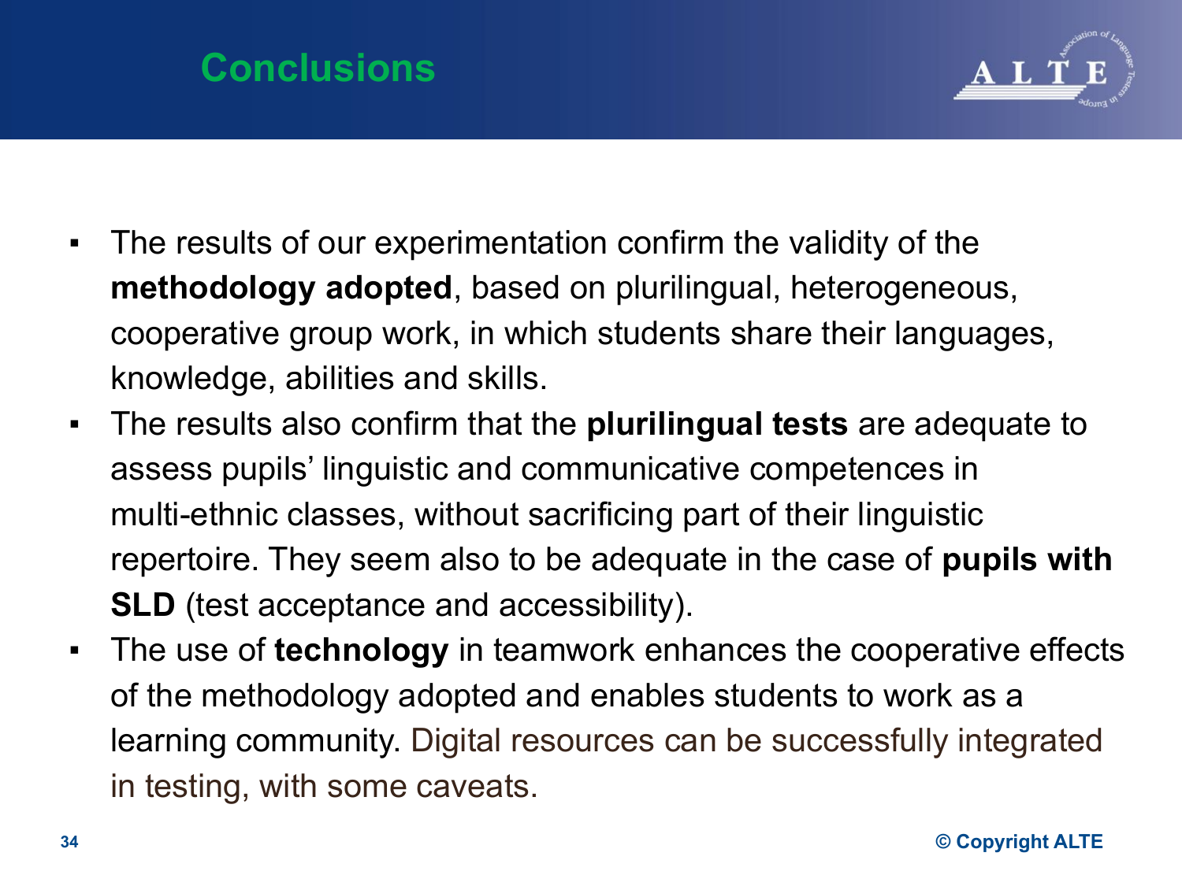# Conclusions

- The results of our experimentation confirm the validity of the **methodology adopted**, based on plurilingual, heterogeneous, cooperative group work, in which students share their languages, knowledge, abilities and skills.
- The results also confirm that the **plurilingual tests** are adequate to assess pupils' linguistic and communicative competences in multi-ethnic classes, without sacrificing part of their linguistic repertoire. They seem also to be adequate in the case of **pupils with SLD** (test acceptance and accessibility).
- The use of **technology** in teamwork enhances the cooperative effects of the methodology adopted and enables students to work as a learning community. Digital resources can be successfully integrated in testing, with some caveats.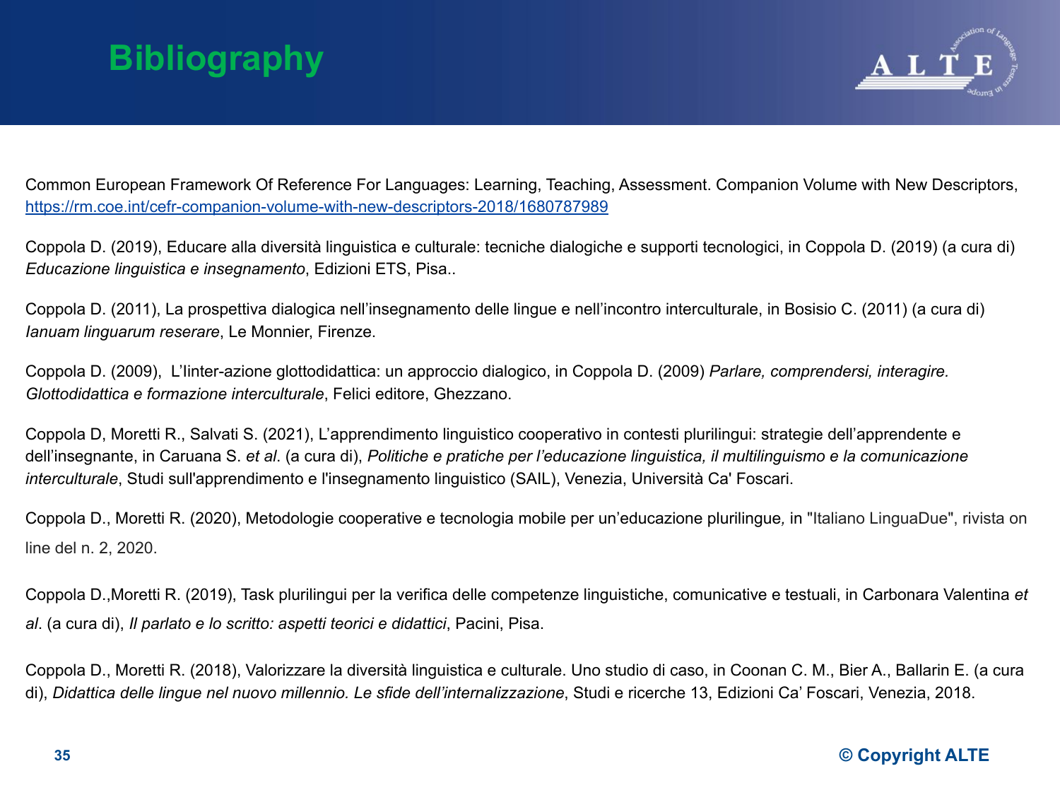# Bibliography

Common European Framework Of Reference For Languages: Learning, Teaching, Assessment. Companion Volume with New Descriptors, https://rm.coe.int/cefr-companion-volume-with-new-descriptors-2018/1680787989

Coppola D. (2019), Educare alla diversità linguistica e culturale: tecniche dialogiche e supporti tecnologici, in Coppola D. (2019) (a cura di) *Educazione linguistica e insegnamento*, Edizioni ETS, Pisa..

Coppola D. (2011), La prospettiva dialogica nell'insegnamento delle lingue e nell'incontro interculturale, in Bosisio C. (2011) (a cura di) *Ianuam linguarum reserare*, Le Monnier, Firenze.

Coppola D. (2009), L'Iinter-azione glottodidattica: un approccio dialogico, in Coppola D. (2009) *Parlare, comprendersi, interagire. Glottodidattica e formazione interculturale*, Felici editore, Ghezzano.

Coppola D, Moretti R., Salvati S. (2021), L'apprendimento linguistico cooperativo in contesti plurilingui: strategie dell'apprendente e dell'insegnante, in Caruana S. *et al*. (a cura di), *Politiche e pratiche per l'educazione linguistica, il multilinguismo e la comunicazione interculturale*, Studi sull'apprendimento e l'insegnamento linguistico (SAIL), Venezia, Università Ca' Foscari.

Coppola D., Moretti R. (2020), Metodologie cooperative e tecnologia mobile per un'educazione plurilingue, in "Italiano LinguaDue", rivista on line del n. 2, 2020.

Coppola D.,Moretti R. (2019), Task plurilingui per la verifica delle competenze linguistiche, comunicative e testuali, in Carbonara Valentina *et al*. (a cura di), *Il parlato e lo scritto: aspetti teorici e didattici*, Pacini, Pisa.

Coppola D., Moretti R. (2018), Valorizzare la diversità linguistica e culturale. Uno studio di caso, in Coonan C. M., Bier A., Ballarin E. (a cura di), *Didattica delle lingue nel nuovo millennio. Le sfide dell'internalizzazione*, Studi e ricerche 13, Edizioni Ca' Foscari, Venezia, 2018.

© Copyright ALTE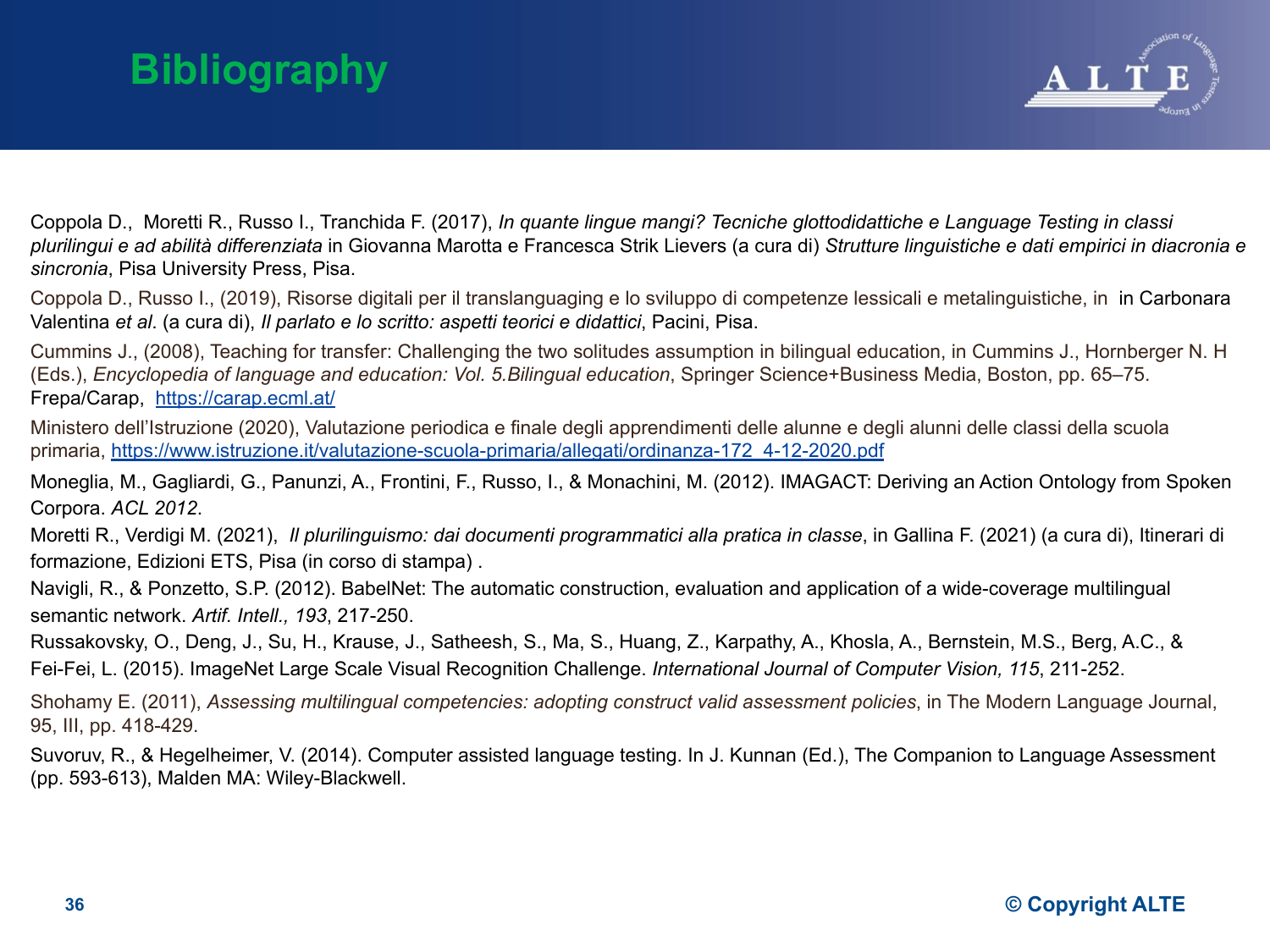# Bibliography

Coppola D., Moretti R., Russo I., Tranchida F. (2017), *In quante lingue mangi? Tecniche glottodidattiche e Language Testing in classi plurilingui e ad abilità differenziata* in Giovanna Marotta e Francesca Strik Lievers (a cura di) *Strutture linguistiche e dati empirici in diacronia e sincronia*, Pisa University Press, Pisa.

Coppola D., Russo I., (2019), Risorse digitali per il translanguaging e lo sviluppo di competenze lessicali e metalinguistiche, in in Carbonara Valentina *et al*. (a cura di), *Il parlato e lo scritto: aspetti teorici e didattici*, Pacini, Pisa.

Cummins J., (2008), Teaching for transfer: Challenging the two solitudes assumption in bilingual education, in Cummins J., Hornberger N. H (Eds.), *Encyclopedia of language and education: Vol. 5.Bilingual education*, Springer Science+Business Media, Boston, pp. 65–75.
Frepa/Carap, https://carap.ecml.at/

Ministero dell'Istruzione (2020), Valutazione periodica e finale degli apprendimenti delle alunne e degli alunni delle classi della scuola primaria, https://www.istruzione.it/valutazione-scuola-primaria/allegati/ordinanza-172_4-12-2020.pdf

Moneglia, M., Gagliardi, G., Panunzi, A., Frontini, F., Russo, I., & Monachini, M. (2012). IMAGACT: Deriving an Action Ontology from Spoken Corpora. *ACL 2012*.

Moretti R., Verdigi M. (2021), *Il plurilinguismo: dai documenti programmatici alla pratica in classe*, in Gallina F. (2021) (a cura di), Itinerari di formazione, Edizioni ETS, Pisa (in corso di stampa) .

Navigli, R., & Ponzetto, S.P. (2012). BabelNet: The automatic construction, evaluation and application of a wide-coverage multilingual semantic network. *Artif. Intell., 193*, 217-250.

Russakovsky, O., Deng, J., Su, H., Krause, J., Satheesh, S., Ma, S., Huang, Z., Karpathy, A., Khosla, A., Bernstein, M.S., Berg, A.C., & Fei-Fei, L. (2015). ImageNet Large Scale Visual Recognition Challenge. *International Journal of Computer Vision, 115*, 211-252.

Shohamy E. (2011), *Assessing multilingual competencies: adopting construct valid assessment policies*, in The Modern Language Journal, 95, III, pp. 418-429.

Suvoruv, R., & Hegelheimer, V. (2014). Computer assisted language testing. In J. Kunnan (Ed.), The Companion to Language Assessment (pp. 593-613), Malden MA: Wiley-Blackwell.

© Copyright ALTE